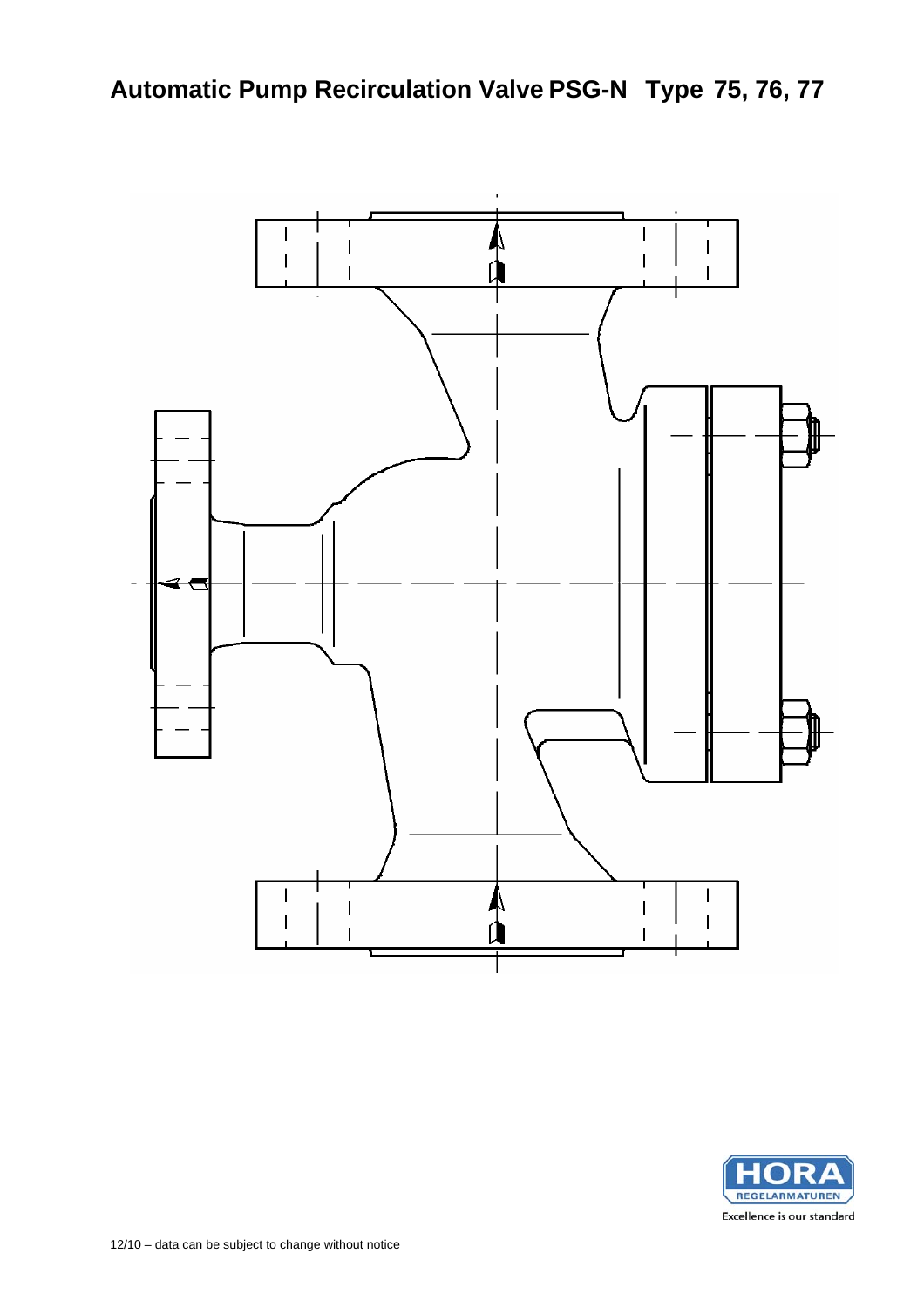# Automatic Pump Recirculation Valve PSG-N Type 75, 76, 77

HORA REGELARMATUREN

Excellence is our standard

12/10 – data can be subject to change without notice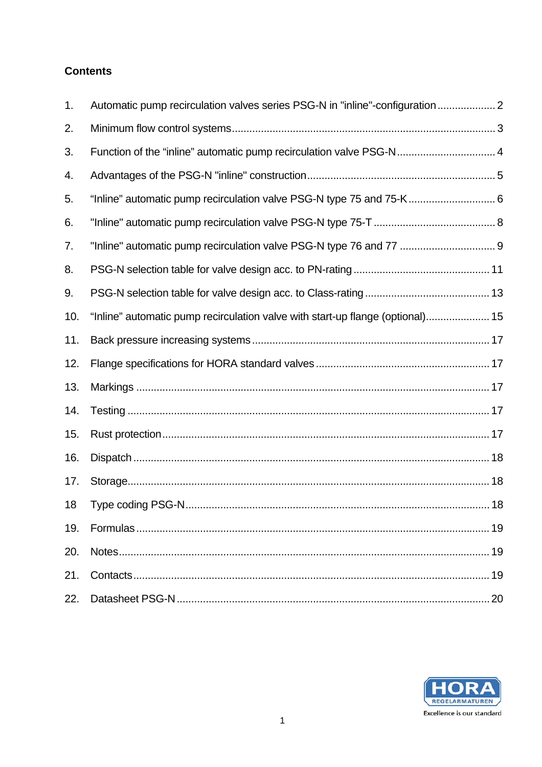## Contents

1. Automatic pump recirculation valves series PSG-N in "inline"-configuration .................... 2
2. Minimum flow control systems .......................................................................................... 3
3. Function of the "inline" automatic pump recirculation valve PSG-N .................................. 4
4. Advantages of the PSG-N "inline" construction ................................................................. 5
5. "Inline" automatic pump recirculation valve PSG-N type 75 and 75-K .............................. 6
6. "Inline" automatic pump recirculation valve PSG-N type 75-T .......................................... 8
7. "Inline" automatic pump recirculation valve PSG-N type 76 and 77 ................................. 9
8. PSG-N selection table for valve design acc. to PN-rating ............................................... 11
9. PSG-N selection table for valve design acc. to Class-rating ........................................... 13
10. "Inline" automatic pump recirculation valve with start-up flange (optional)...................... 15
11. Back pressure increasing systems ................................................................................. 17
12. Flange specifications for HORA standard valves ........................................................... 17
13. Markings ........................................................................................................................ 17
14. Testing ........................................................................................................................... 17
15. Rust protection ................................................................................................................ 17
16. Dispatch ......................................................................................................................... 18
17. Storage............................................................................................................................ 18
18 Type coding PSG-N ........................................................................................................ 18
19. Formulas ........................................................................................................................ 19
20. Notes .............................................................................................................................. 19
21. Contacts ......................................................................................................................... 19
22. Datasheet PSG-N ............................................................................................................ 20

HORA REGELARMATUREN

Excellence is our standard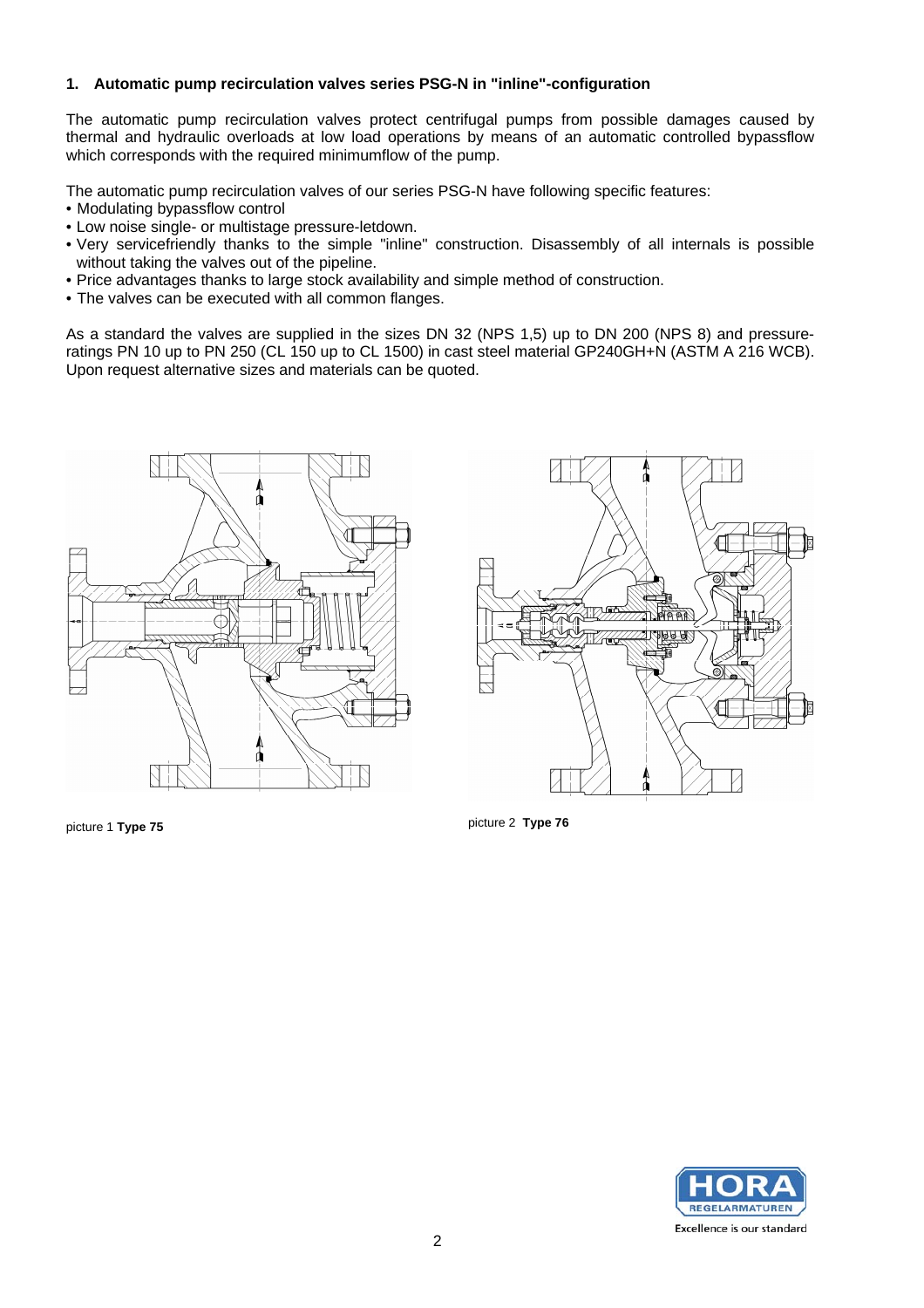## 1. Automatic pump recirculation valves series PSG-N in "inline"-configuration

The automatic pump recirculation valves protect centrifugal pumps from possible damages caused by thermal and hydraulic overloads at low load operations by means of an automatic controlled bypassflow which corresponds with the required minimumflow of the pump.

The automatic pump recirculation valves of our series PSG-N have following specific features:

- Modulating bypassflow control
- Low noise single- or multistage pressure-letdown.
- Very servicefriendly thanks to the simple "inline" construction. Disassembly of all internals is possible without taking the valves out of the pipeline.
- Price advantages thanks to large stock availability and simple method of construction.
- The valves can be executed with all common flanges.

As a standard the valves are supplied in the sizes DN 32 (NPS 1,5) up to DN 200 (NPS 8) and pressure-ratings PN 10 up to PN 250 (CL 150 up to CL 1500) in cast steel material GP240GH+N (ASTM A 216 WCB). Upon request alternative sizes and materials can be quoted.

picture 1 **Type 75**

picture 2 **Type 76**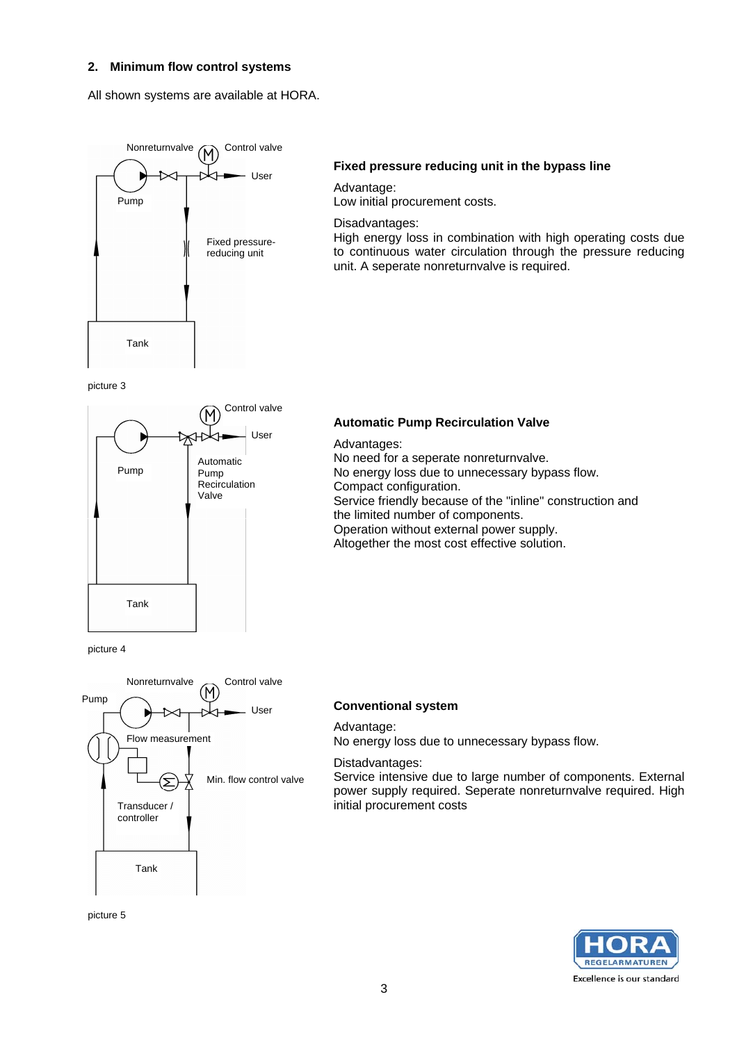## 2. Minimum flow control systems

All shown systems are available at HORA.

picture 3

### Fixed pressure reducing unit in the bypass line

Advantage:
Low initial procurement costs.

Disadvantages:
High energy loss in combination with high operating costs due to continuous water circulation through the pressure reducing unit. A seperate nonreturnvalve is required.

picture 4

### Automatic Pump Recirculation Valve

Advantages:
No need for a seperate nonreturnvalve.
No energy loss due to unnecessary bypass flow.
Compact configuration.
Service friendly because of the "inline" construction and the limited number of components.
Operation without external power supply.
Altogether the most cost effective solution.

picture 5

### Conventional system

Advantage:
No energy loss due to unnecessary bypass flow.

Distadvantages:
Service intensive due to large number of components. External power supply required. Seperate nonreturnvalve required. High initial procurement costs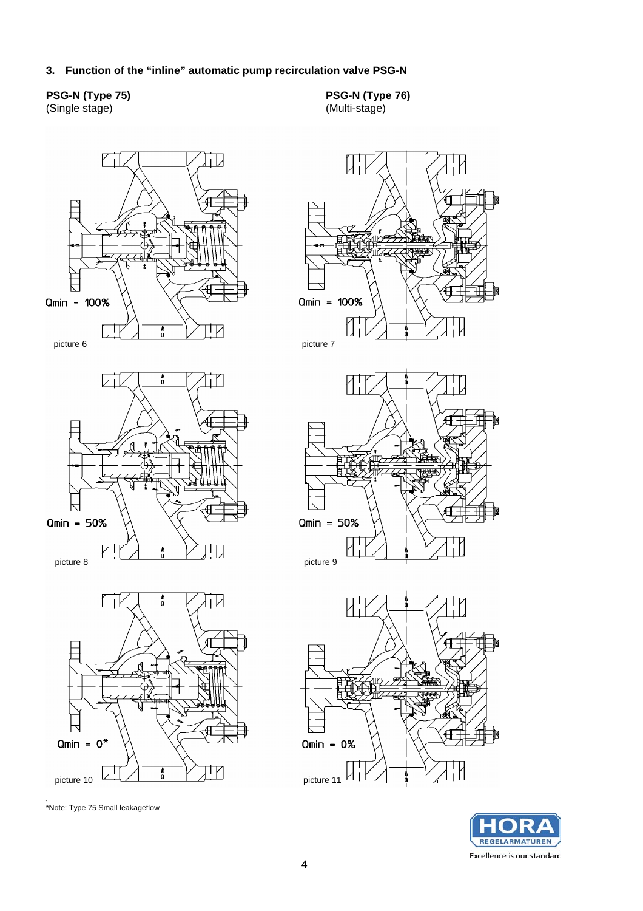### 3. Function of the "inline" automatic pump recirculation valve PSG-N

**PSG-N (Type 75)**
(Single stage)

**PSG-N (Type 76)**
(Multi-stage)

Qmin = 100%

picture 6

Qmin = 100%

picture 7

Qmin = 50%

picture 8

Qmin = 50%

picture 9

Qmin = 0*

picture 10

Qmin = 0%

picture 11

*Note: Type 75 Small leakageflow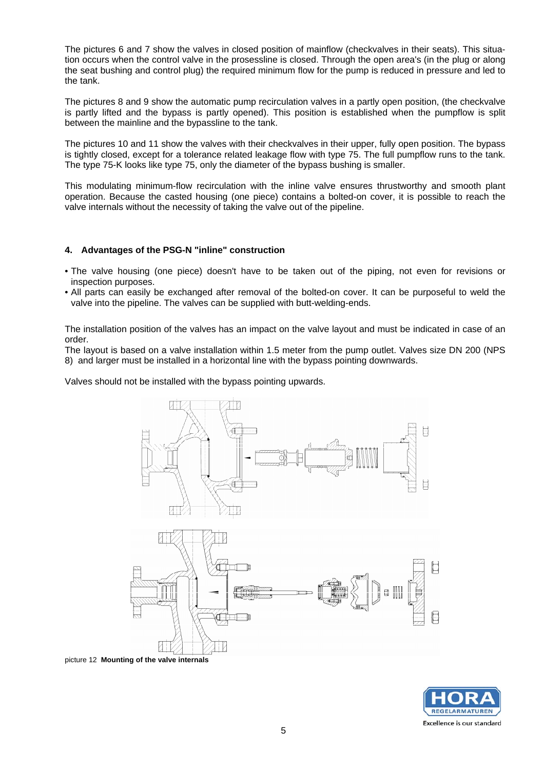The pictures 6 and 7 show the valves in closed position of mainflow (checkvalves in their seats). This situation occurs when the control valve in the prosessline is closed. Through the open area's (in the plug or along the seat bushing and control plug) the required minimum flow for the pump is reduced in pressure and led to the tank.

The pictures 8 and 9 show the automatic pump recirculation valves in a partly open position, (the checkvalve is partly lifted and the bypass is partly opened). This position is established when the pumpflow is split between the mainline and the bypassline to the tank.

The pictures 10 and 11 show the valves with their checkvalves in their upper, fully open position. The bypass is tightly closed, except for a tolerance related leakage flow with type 75. The full pumpflow runs to the tank. The type 75-K looks like type 75, only the diameter of the bypass bushing is smaller.

This modulating minimum-flow recirculation with the inline valve ensures thrustworthy and smooth plant operation. Because the casted housing (one piece) contains a bolted-on cover, it is possible to reach the valve internals without the necessity of taking the valve out of the pipeline.

## 4. Advantages of the PSG-N "inline" construction

- The valve housing (one piece) doesn't have to be taken out of the piping, not even for revisions or inspection purposes.
- All parts can easily be exchanged after removal of the bolted-on cover. It can be purposeful to weld the valve into the pipeline. The valves can be supplied with butt-welding-ends.

The installation position of the valves has an impact on the valve layout and must be indicated in case of an order.

The layout is based on a valve installation within 1.5 meter from the pump outlet. Valves size DN 200 (NPS 8) and larger must be installed in a horizontal line with the bypass pointing downwards.

Valves should not be installed with the bypass pointing upwards.

picture 12 **Mounting of the valve internals**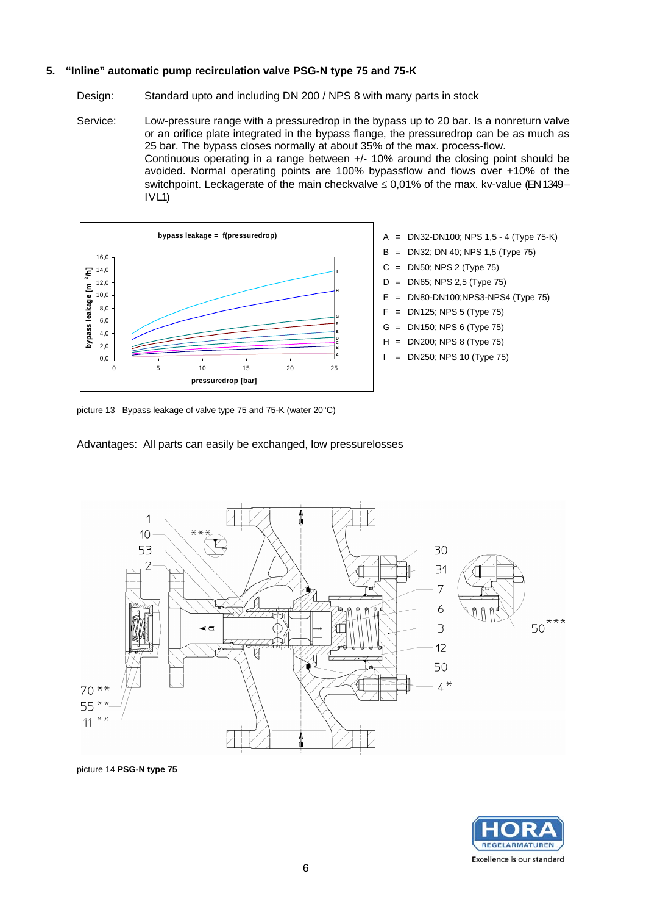## 5. "Inline" automatic pump recirculation valve PSG-N type 75 and 75-K

Design: Standard upto and including DN 200 / NPS 8 with many parts in stock

Service: Low-pressure range with a pressuredrop in the bypass up to 20 bar. Is a nonreturn valve or an orifice plate integrated in the bypass flange, the pressuredrop can be as much as 25 bar. The bypass closes normally at about 35% of the max. process-flow.
Continuous operating in a range between +/- 10% around the closing point should be avoided. Normal operating points are 100% bypassflow and flows over +10% of the switchpoint. Leckagerate of the main checkvalve ≤ 0,01% of the max. kv-value (EN 1349 – IV L1)

- A = DN32-DN100; NPS 1,5 - 4 (Type 75-K)
- B = DN32; DN 40; NPS 1,5 (Type 75)
- C = DN50; NPS 2 (Type 75)
- D = DN65; NPS 2,5 (Type 75)
- E = DN80-DN100;NPS3-NPS4 (Type 75)
- F = DN125; NPS 5 (Type 75)
- G = DN150; NPS 6 (Type 75)
- H = DN200; NPS 8 (Type 75)
- I = DN250; NPS 10 (Type 75)

picture 13 Bypass leakage of valve type 75 and 75-K (water 20°C)

Advantages: All parts can easily be exchanged, low pressurelosses

picture 14 **PSG-N type 75**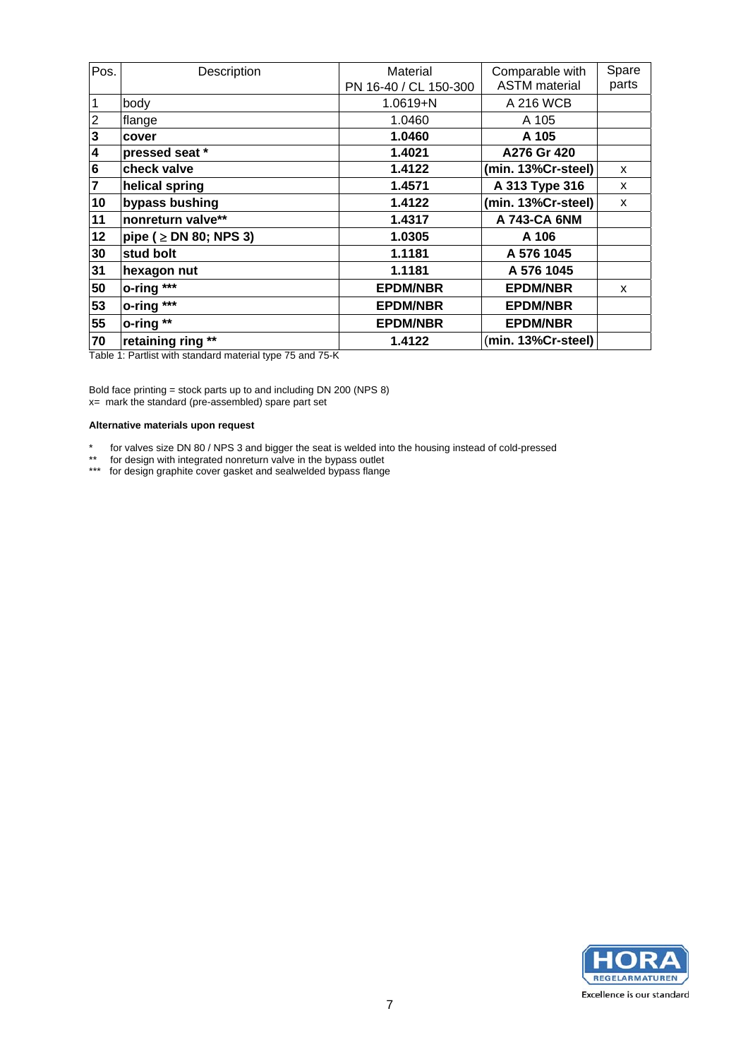| Pos. | Description | Material PN 16-40 / CL 150-300 | Comparable with ASTM material | Spare parts |
|---|---|---|---|---|
| 1 | body | 1.0619+N | A 216 WCB | |
| 2 | flange | 1.0460 | A 105 | |
| **3** | **cover** | **1.0460** | **A 105** | |
| **4** | **pressed seat *** | **1.4021** | **A276 Gr 420** | |
| **6** | **check valve** | **1.4122** | **(min. 13%Cr-steel)** | x |
| **7** | **helical spring** | **1.4571** | **A 313 Type 316** | x |
| **10** | **bypass bushing** | **1.4122** | **(min. 13%Cr-steel)** | x |
| **11** | **nonreturn valve**** | **1.4317** | **A 743-CA 6NM** | |
| **12** | **pipe ( ≥ DN 80; NPS 3)** | **1.0305** | **A 106** | |
| **30** | **stud bolt** | **1.1181** | **A 576 1045** | |
| **31** | **hexagon nut** | **1.1181** | **A 576 1045** | |
| **50** | **o-ring ***** | **EPDM/NBR** | **EPDM/NBR** | x |
| **53** | **o-ring ***** | **EPDM/NBR** | **EPDM/NBR** | |
| **55** | **o-ring **** | **EPDM/NBR** | **EPDM/NBR** | |
| **70** | **retaining ring **** | **1.4122** | **(min. 13%Cr-steel)** | |

Table 1: Partlist with standard material type 75 and 75-K

Bold face printing = stock parts up to and including DN 200 (NPS 8)
x= mark the standard (pre-assembled) spare part set

**Alternative materials upon request**

\* for valves size DN 80 / NPS 3 and bigger the seat is welded into the housing instead of cold-pressed
** for design with integrated nonreturn valve in the bypass outlet
*** for design graphite cover gasket and sealwelded bypass flange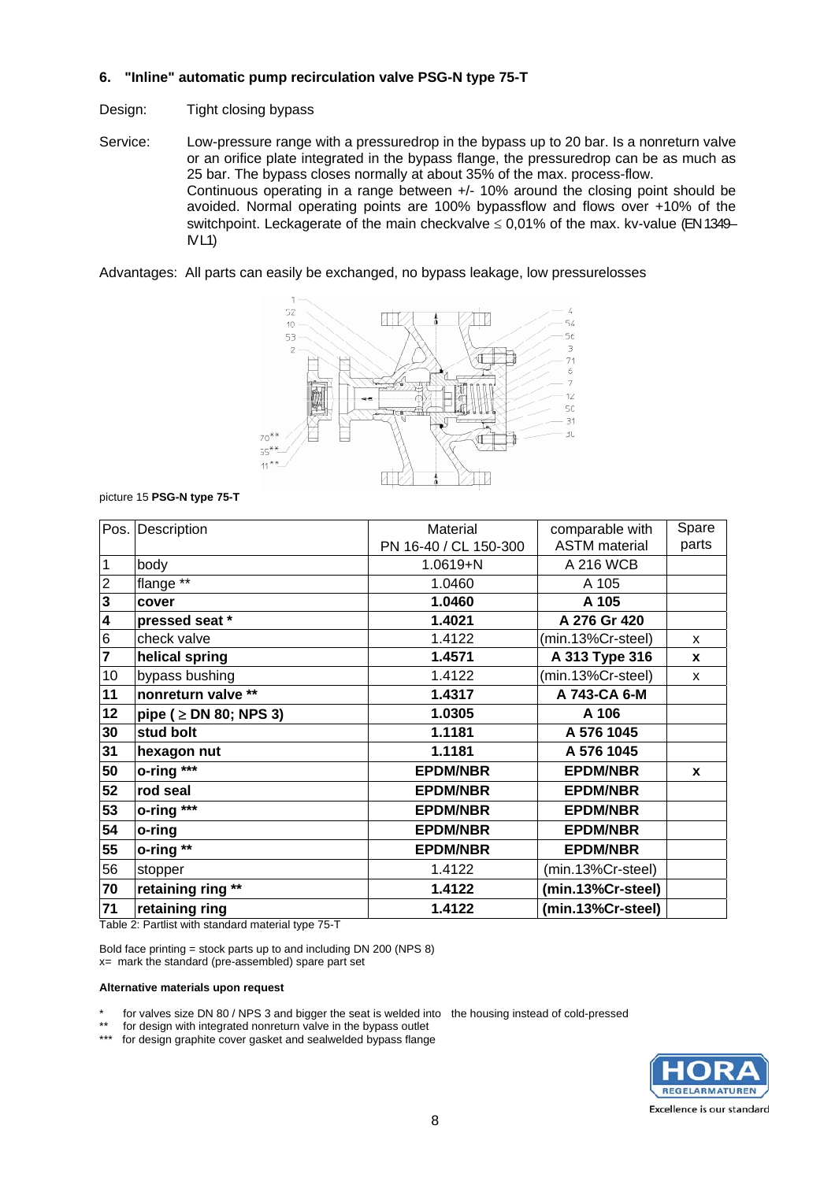## 6. "Inline" automatic pump recirculation valve PSG-N type 75-T

Design: Tight closing bypass

Service: Low-pressure range with a pressuredrop in the bypass up to 20 bar. Is a nonreturn valve or an orifice plate integrated in the bypass flange, the pressuredrop can be as much as 25 bar. The bypass closes normally at about 35% of the max. process-flow.
Continuous operating in a range between +/- 10% around the closing point should be avoided. Normal operating points are 100% bypassflow and flows over +10% of the switchpoint. Leckagerate of the main checkvalve ≤ 0,01% of the max. kv-value (EN 1349–IV L1)

Advantages: All parts can easily be exchanged, no bypass leakage, low pressurelosses

picture 15 **PSG-N type 75-T**

| Pos. | Description | Material PN 16-40 / CL 150-300 | comparable with ASTM material | Spare parts |
|---|---|---|---|---|
| 1 | body | 1.0619+N | A 216 WCB | |
| 2 | flange ** | 1.0460 | A 105 | |
| **3** | **cover** | **1.0460** | **A 105** | |
| **4** | **pressed seat *** | **1.4021** | **A 276 Gr 420** | |
| 6 | check valve | 1.4122 | (min.13%Cr-steel) | x |
| **7** | **helical spring** | **1.4571** | **A 313 Type 316** | **x** |
| 10 | bypass bushing | 1.4122 | (min.13%Cr-steel) | x |
| **11** | **nonreturn valve **** | **1.4317** | **A 743-CA 6-M** | |
| **12** | **pipe ( ≥ DN 80; NPS 3)** | **1.0305** | **A 106** | |
| **30** | **stud bolt** | **1.1181** | **A 576 1045** | |
| **31** | **hexagon nut** | **1.1181** | **A 576 1045** | |
| **50** | **o-ring ***** | **EPDM/NBR** | **EPDM/NBR** | **x** |
| **52** | **rod seal** | **EPDM/NBR** | **EPDM/NBR** | |
| **53** | **o-ring ***** | **EPDM/NBR** | **EPDM/NBR** | |
| **54** | **o-ring** | **EPDM/NBR** | **EPDM/NBR** | |
| **55** | **o-ring **** | **EPDM/NBR** | **EPDM/NBR** | |
| 56 | stopper | 1.4122 | (min.13%Cr-steel) | |
| **70** | **retaining ring **** | **1.4122** | **(min.13%Cr-steel)** | |
| **71** | **retaining ring** | **1.4122** | **(min.13%Cr-steel)** | |

Table 2: Partlist with standard material type 75-T

Bold face printing = stock parts up to and including DN 200 (NPS 8)
x= mark the standard (pre-assembled) spare part set

**Alternative materials upon request**

\* for valves size DN 80 / NPS 3 and bigger the seat is welded into the housing instead of cold-pressed
\** for design with integrated nonreturn valve in the bypass outlet
\*** for design graphite cover gasket and sealwelded bypass flange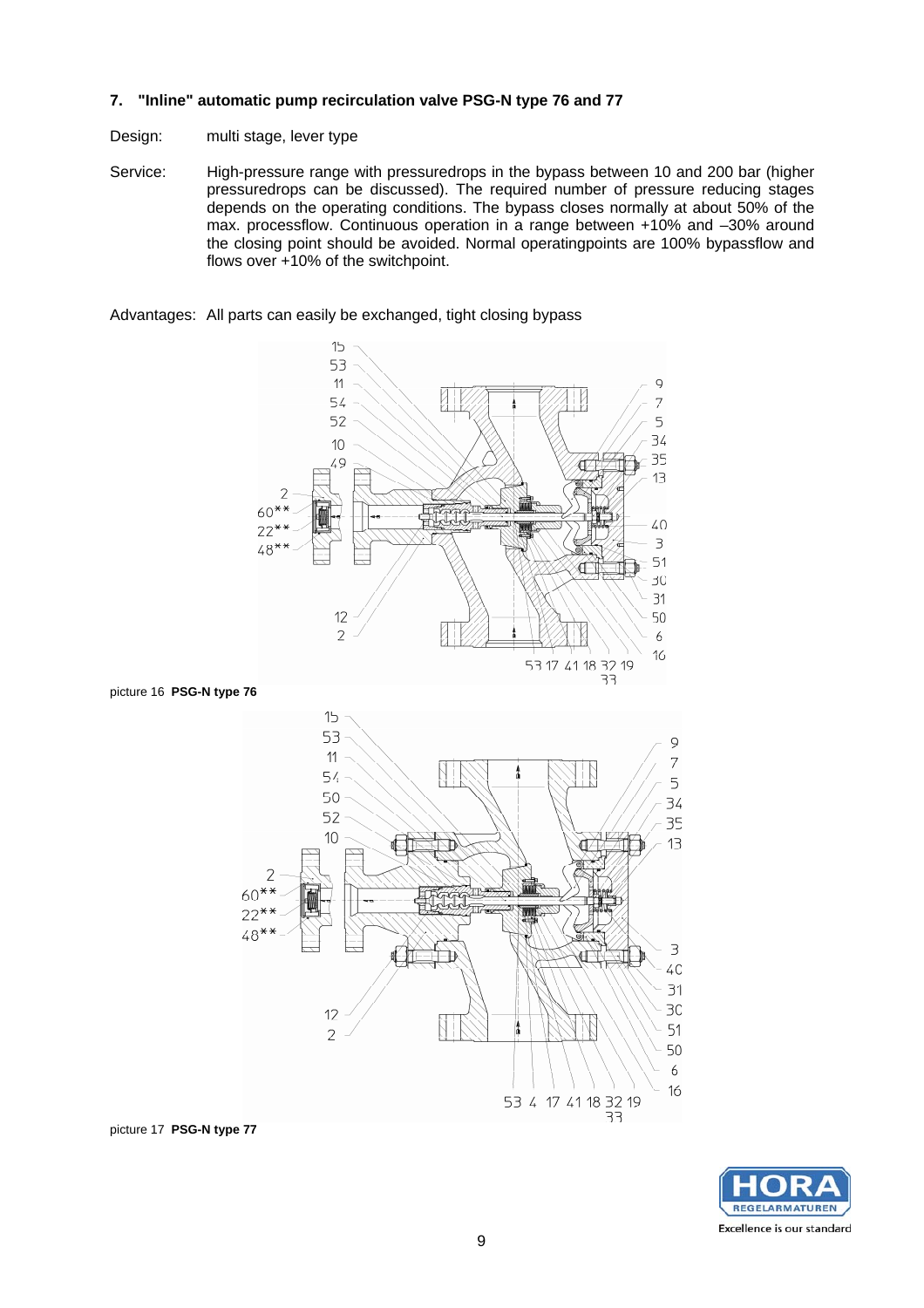## 7. "Inline" automatic pump recirculation valve PSG-N type 76 and 77

Design: multi stage, lever type

Service: High-pressure range with pressuredrops in the bypass between 10 and 200 bar (higher pressuredrops can be discussed). The required number of pressure reducing stages depends on the operating conditions. The bypass closes normally at about 50% of the max. processflow. Continuous operation in a range between +10% and –30% around the closing point should be avoided. Normal operatingpoints are 100% bypassflow and flows over +10% of the switchpoint.

Advantages: All parts can easily be exchanged, tight closing bypass

picture 16 **PSG-N type 76**

picture 17 **PSG-N type 77**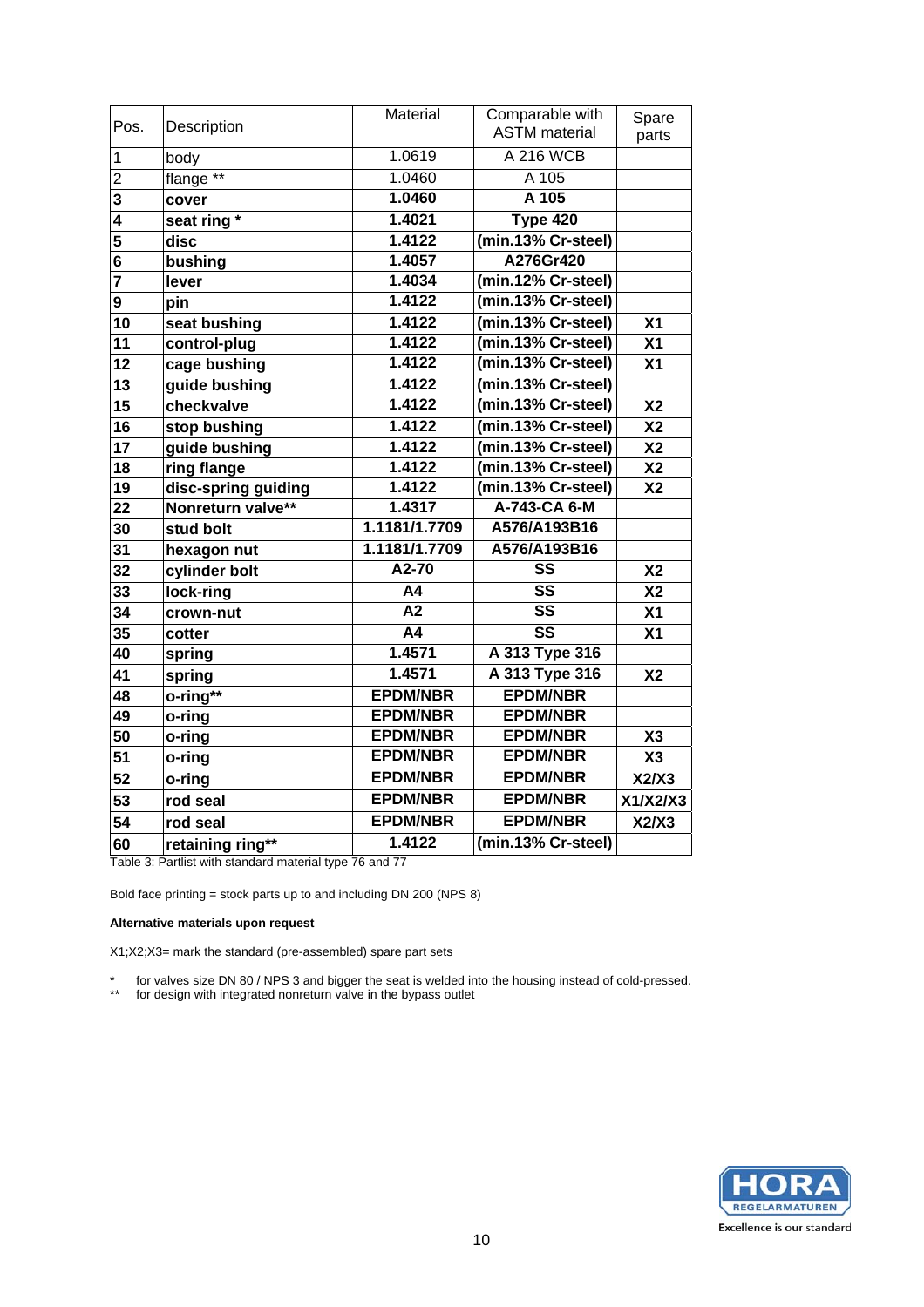| Pos. | Description | Material | Comparable with ASTM material | Spare parts |
|---|---|---|---|---|
| 1 | body | 1.0619 | A 216 WCB | |
| 2 | flange ** | 1.0460 | A 105 | |
| **3** | **cover** | **1.0460** | **A 105** | |
| **4** | **seat ring *** | **1.4021** | **Type 420** | |
| **5** | **disc** | **1.4122** | **(min.13% Cr-steel)** | |
| **6** | **bushing** | **1.4057** | **A276Gr420** | |
| **7** | **lever** | **1.4034** | **(min.12% Cr-steel)** | |
| **9** | **pin** | **1.4122** | **(min.13% Cr-steel)** | |
| **10** | **seat bushing** | **1.4122** | **(min.13% Cr-steel)** | **X1** |
| **11** | **control-plug** | **1.4122** | **(min.13% Cr-steel)** | **X1** |
| **12** | **cage bushing** | **1.4122** | **(min.13% Cr-steel)** | **X1** |
| **13** | **guide bushing** | **1.4122** | **(min.13% Cr-steel)** | |
| **15** | **checkvalve** | **1.4122** | **(min.13% Cr-steel)** | **X2** |
| **16** | **stop bushing** | **1.4122** | **(min.13% Cr-steel)** | **X2** |
| **17** | **guide bushing** | **1.4122** | **(min.13% Cr-steel)** | **X2** |
| **18** | **ring flange** | **1.4122** | **(min.13% Cr-steel)** | **X2** |
| **19** | **disc-spring guiding** | **1.4122** | **(min.13% Cr-steel)** | **X2** |
| **22** | **Nonreturn valve**** | **1.4317** | **A-743-CA 6-M** | |
| **30** | **stud bolt** | **1.1181/1.7709** | **A576/A193B16** | |
| **31** | **hexagon nut** | **1.1181/1.7709** | **A576/A193B16** | |
| **32** | **cylinder bolt** | **A2-70** | **SS** | **X2** |
| **33** | **lock-ring** | **A4** | **SS** | **X2** |
| **34** | **crown-nut** | **A2** | **SS** | **X1** |
| **35** | **cotter** | **A4** | **SS** | **X1** |
| **40** | **spring** | **1.4571** | **A 313 Type 316** | |
| **41** | **spring** | **1.4571** | **A 313 Type 316** | **X2** |
| **48** | **o-ring**** | **EPDM/NBR** | **EPDM/NBR** | |
| **49** | **o-ring** | **EPDM/NBR** | **EPDM/NBR** | |
| **50** | **o-ring** | **EPDM/NBR** | **EPDM/NBR** | **X3** |
| **51** | **o-ring** | **EPDM/NBR** | **EPDM/NBR** | **X3** |
| **52** | **o-ring** | **EPDM/NBR** | **EPDM/NBR** | **X2/X3** |
| **53** | **rod seal** | **EPDM/NBR** | **EPDM/NBR** | **X1/X2/X3** |
| **54** | **rod seal** | **EPDM/NBR** | **EPDM/NBR** | **X2/X3** |
| **60** | **retaining ring**** | **1.4122** | **(min.13% Cr-steel)** | |

Table 3: Partlist with standard material type 76 and 77

Bold face printing = stock parts up to and including DN 200 (NPS 8)

**Alternative materials upon request**

X1;X2;X3= mark the standard (pre-assembled) spare part sets

\* for valves size DN 80 / NPS 3 and bigger the seat is welded into the housing instead of cold-pressed.

\** for design with integrated nonreturn valve in the bypass outlet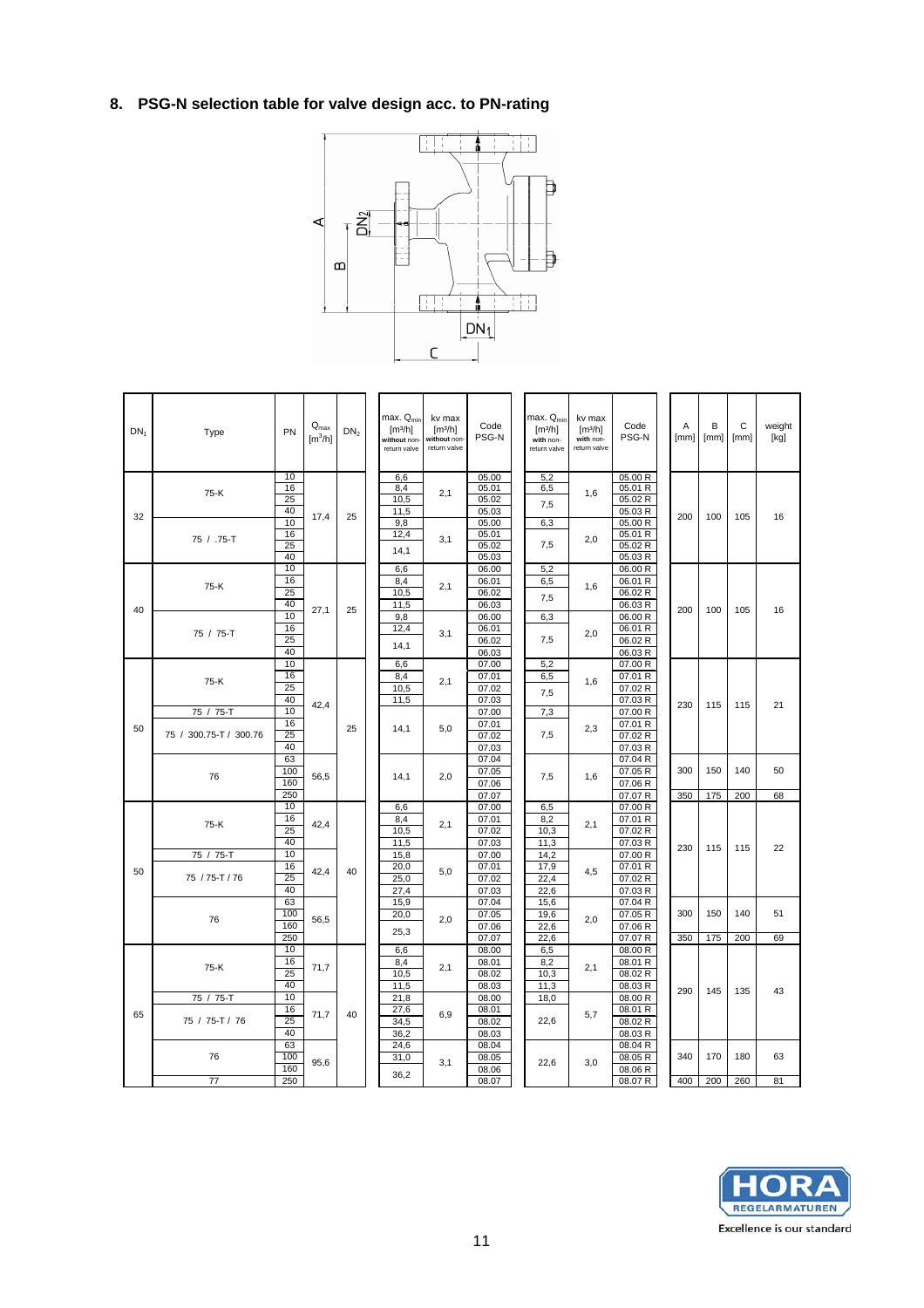## 8. PSG-N selection table for valve design acc. to PN-rating

| $DN_1$ | Type | PN | $Q_{max}$ [m³/h] | $DN_2$ | max. $Q_{min}$ [m³/h] without non-return valve | kv max [m³/h] without non-return valve | Code PSG-N | max. $Q_{min}$ [m³/h] with non-return valve | kv max [m³/h] with non-return valve | Code PSG-N | A [mm] | B [mm] | C [mm] | weight [kg] |
|---|---|---|---|---|---|---|---|---|---|---|---|---|---|---|
| 32 | 75-K | 10 | 17,4 | 25 | 6,6 | 2,1 | 05.00 | 5,2 | 1,6 | 05.00 R | 200 | 100 | 105 | 16 |
| | | 16 | | | 8,4 | | 05.01 | 6,5 | | 05.01 R | | | | |
| | | 25 | | | 10,5 | | 05.02 | 7,5 | | 05.02 R | | | | |
| | | 40 | | | 11,5 | | 05.03 | | | 05.03 R | | | | |
| | 75 / .75-T | 10 | | | 9,8 | 3,1 | 05.00 | 6,3 | 2,0 | 05.00 R | | | | |
| | | 16 | | | 12,4 | | 05.01 | 7,5 | | 05.01 R | | | | |
| | | 25 | | | 14,1 | | 05.02 | | | 05.02 R | | | | |
| | | 40 | | | | | 05.03 | | | 05.03 R | | | | |
| 40 | 75-K | 10 | 27,1 | 25 | 6,6 | 2,1 | 06.00 | 5,2 | 1,6 | 06.00 R | 200 | 100 | 105 | 16 |
| | | 16 | | | 8,4 | | 06.01 | 6,5 | | 06.01 R | | | | |
| | | 25 | | | 10,5 | | 06.02 | 7,5 | | 06.02 R | | | | |
| | | 40 | | | 11,5 | | 06.03 | | | 06.03 R | | | | |
| | 75 / 75-T | 10 | | | 9,8 | 3,1 | 06.00 | 6,3 | 2,0 | 06.00 R | | | | |
| | | 16 | | | 12,4 | | 06.01 | 7,5 | | 06.01 R | | | | |
| | | 25 | | | 14,1 | | 06.02 | | | 06.02 R | | | | |
| | | 40 | | | | | 06.03 | | | 06.03 R | | | | |
| 50 | 75-K | 10 | 42,4 | 25 | 6,6 | 2,1 | 07.00 | 5,2 | 1,6 | 07.00 R | 230 | 115 | 115 | 21 |
| | | 16 | | | 8,4 | | 07.01 | 6,5 | | 07.01 R | | | | |
| | | 25 | | | 10,5 | | 07.02 | 7,5 | | 07.02 R | | | | |
| | | 40 | | | 11,5 | | 07.03 | | | 07.03 R | | | | |
| | 75 / 75-T | 10 | | | 14,1 | 5,0 | 07.00 | 7,3 | 2,3 | 07.00 R | | | | |
| | 75 / 300.75-T / 300.76 | 16 | | | | | 07.01 | 7,5 | | 07.01 R | | | | |
| | | 25 | | | | | 07.02 | | | 07.02 R | | | | |
| | | 40 | | | | | 07.03 | | | 07.03 R | | | | |
| | 76 | 63 | 56,5 | | 14,1 | 2,0 | 07.04 | 7,5 | 1,6 | 07.04 R | 300 | 150 | 140 | 50 |
| | | 100 | | | | | 07.05 | | | 07.05 R | | | | |
| | | 160 | | | | | 07.06 | | | 07.06 R | | | | |
| | | 250 | | | | | 07.07 | | | 07.07 R | 350 | 175 | 200 | 68 |
| 50 | 75-K | 10 | 42,4 | 40 | 6,6 | 2,1 | 07.00 | 6,5 | 2,1 | 07.00 R | 230 | 115 | 115 | 22 |
| | | 16 | | | 8,4 | | 07.01 | 8,2 | | 07.01 R | | | | |
| | | 25 | | | 10,5 | | 07.02 | 10,3 | | 07.02 R | | | | |
| | | 40 | | | 11,5 | | 07.03 | 11,3 | | 07.03 R | | | | |
| | 75 / 75-T | 10 | 42,4 | | 15,8 | 5,0 | 07.00 | 14,2 | 4,5 | 07.00 R | | | | |
| | 75 / 75-T / 76 | 16 | | | 20,0 | | 07.01 | 17,9 | | 07.01 R | | | | |
| | | 25 | | | 25,0 | | 07.02 | 22,4 | | 07.02 R | | | | |
| | | 40 | | | 27,4 | | 07.03 | 22,6 | | 07.03 R | | | | |
| | 76 | 63 | 56,5 | | 15,9 | 2,0 | 07.04 | 15,6 | 2,0 | 07.04 R | 300 | 150 | 140 | 51 |
| | | 100 | | | 20,0 | | 07.05 | 19,6 | | 07.05 R | | | | |
| | | 160 | | | 25,3 | | 07.06 | 22,6 | | 07.06 R | | | | |
| | | 250 | | | | | 07.07 | 22,6 | | 07.07 R | 350 | 175 | 200 | 69 |
| 65 | 75-K | 10 | 71,7 | 40 | 6,6 | 2,1 | 08.00 | 6,5 | 2,1 | 08.00 R | 290 | 145 | 135 | 43 |
| | | 16 | | | 8,4 | | 08.01 | 8,2 | | 08.01 R | | | | |
| | | 25 | | | 10,5 | | 08.02 | 10,3 | | 08.02 R | | | | |
| | | 40 | | | 11,5 | | 08.03 | 11,3 | | 08.03 R | | | | |
| | 75 / 75-T | 10 | 71,7 | | 21,8 | 6,9 | 08.00 | 18,0 | 5,7 | 08.00 R | | | | |
| | 75 / 75-T / 76 | 16 | | | 27,6 | | 08.01 | 22,6 | | 08.01 R | | | | |
| | | 25 | | | 34,5 | | 08.02 | | | 08.02 R | | | | |
| | | 40 | | | 36,2 | | 08.03 | | | 08.03 R | | | | |
| | 76 | 63 | 95,6 | | 24,6 | 3,1 | 08.04 | 22,6 | 3,0 | 08.04 R | 340 | 170 | 180 | 63 |
| | | 100 | | | 31,0 | | 08.05 | | | 08.05 R | | | | |
| | | 160 | | | 36,2 | | 08.06 | | | 08.06 R | | | | |
| | 77 | 250 | | | | | 08.07 | | | 08.07 R | 400 | 200 | 260 | 81 |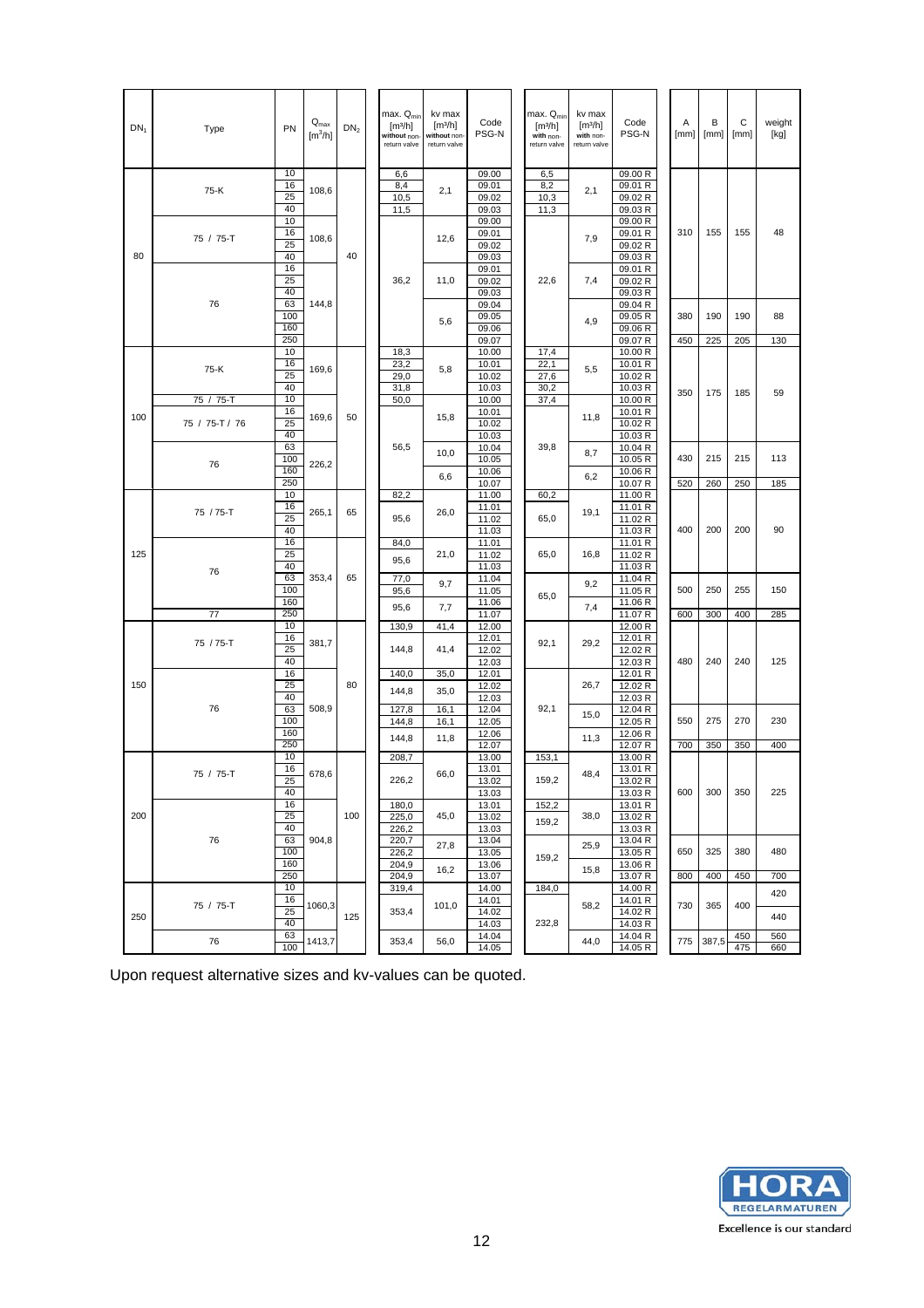| DN$_1$ | Type | PN | $Q_{max}$ [m³/h] | DN$_2$ | max. $Q_{min}$ [m³/h] without non-return valve | kv max [m³/h] without non-return valve | Code PSG-N | max. $Q_{min}$ [m³/h] with non-return valve | kv max [m³/h] with non-return valve | Code PSG-N | A [mm] | B [mm] | C [mm] | weight [kg] |
|---|---|---|---|---|---|---|---|---|---|---|---|---|---|---|
| 80 | 75-K | 10 | 108,6 | 40 | 6,6 | 2,1 | 09.00 | 6,5 | 2,1 | 09.00 R | 310 | 155 | 155 | 48 |
| | | 16 | | | 8,4 | | 09.01 | 8,2 | | 09.01 R | | | | |
| | | 25 | | | 10,5 | | 09.02 | 10,3 | | 09.02 R | | | | |
| | | 40 | | | 11,5 | | 09.03 | 11,3 | | 09.03 R | | | | |
| | 75 / 75-T | 10 | 108,6 | | 36,2 | 12,6 | 09.00 | 22,6 | 7,9 | 09.00 R | | | | |
| | | 16 | | | | | 09.01 | | | 09.01 R | | | | |
| | | 25 | | | | | 09.02 | | | 09.02 R | | | | |
| | | 40 | | | | | 09.03 | | | 09.03 R | | | | |
| | 76 | 16 | 144,8 | | | 11,0 | 09.01 | | 7,4 | 09.01 R | | | | |
| | | 25 | | | | | 09.02 | | | 09.02 R | | | | |
| | | 40 | | | | | 09.03 | | | 09.03 R | | | | |
| | | 63 | | | | 5,6 | 09.04 | | 4,9 | 09.04 R | 380 | 190 | 190 | 88 |
| | | 100 | | | | | 09.05 | | | 09.05 R | | | | |
| | | 160 | | | | | 09.06 | | | 09.06 R | | | | |
| | | 250 | | | | | 09.07 | | | 09.07 R | 450 | 225 | 205 | 130 |
| 100 | 75-K | 10 | 169,6 | 50 | 18,3 | 5,8 | 10.00 | 17,4 | 5,5 | 10.00 R | 350 | 175 | 185 | 59 |
| | | 16 | | | 23,2 | | 10.01 | 22,1 | | 10.01 R | | | | |
| | | 25 | | | 29,0 | | 10.02 | 27,6 | | 10.02 R | | | | |
| | | 40 | | | 31,8 | | 10.03 | 30,2 | | 10.03 R | | | | |
| | 75 / 75-T | 10 | | | 50,0 | | 10.00 | 37,4 | | 10.00 R | | | | |
| | 75 / 75-T / 76 | 16 | 169,6 | | 56,5 | 15,8 | 10.01 | 39,8 | 11,8 | 10.01 R | | | | |
| | | 25 | | | | | 10.02 | | | 10.02 R | | | | |
| | | 40 | | | | | 10.03 | | | 10.03 R | | | | |
| | 76 | 63 | 226,2 | | | 10,0 | 10.04 | | 8,7 | 10.04 R | 430 | 215 | 215 | 113 |
| | | 100 | | | | | 10.05 | | | 10.05 R | | | | |
| | | 160 | | | | 6,6 | 10.06 | | 6,2 | 10.06 R | | | | |
| | | 250 | | | | | 10.07 | | | 10.07 R | 520 | 260 | 250 | 185 |
| 125 | 75 / 75-T | 10 | 265,1 | 65 | 82,2 | 26,0 | 11.00 | 60,2 | 19,1 | 11.00 R | 400 | 200 | 200 | 90 |
| | | 16 | | | 95,6 | | 11.01 | 65,0 | | 11.01 R | | | | |
| | | 25 | | | | | 11.02 | | | 11.02 R | | | | |
| | | 40 | | | | | 11.03 | | | 11.03 R | | | | |
| | 76 | 16 | 353,4 | 65 | 84,0 | 21,0 | 11.01 | 65,0 | 16,8 | 11.01 R | | | | |
| | | 25 | | | 95,6 | | 11.02 | | | 11.02 R | | | | |
| | | 40 | | | | | 11.03 | | | 11.03 R | | | | |
| | | 63 | | | 77,0 | 9,7 | 11.04 | 65,0 | 9,2 | 11.04 R | 500 | 250 | 255 | 150 |
| | | 100 | | | 95,6 | | 11.05 | | | 11.05 R | | | | |
| | | 160 | | | 95,6 | 7,7 | 11.06 | | 7,4 | 11.06 R | | | | |
| | 77 | 250 | | | | | 11.07 | | | 11.07 R | 600 | 300 | 400 | 285 |
| 150 | 75 / 75-T | 10 | 381,7 | 80 | 130,9 | 41,4 | 12.00 | 92,1 | 29,2 | 12.00 R | 480 | 240 | 240 | 125 |
| | | 16 | | | 144,8 | 41,4 | 12.01 | | | 12.01 R | | | | |
| | | 25 | | | | | 12.02 | | | 12.02 R | | | | |
| | | 40 | | | | | 12.03 | | | 12.03 R | | | | |
| | 76 | 16 | 508,9 | | 140,0 | 35,0 | 12.01 | 92,1 | 26,7 | 12.01 R | | | | |
| | | 25 | | | 144,8 | 35,0 | 12.02 | | | 12.02 R | | | | |
| | | 40 | | | | | 12.03 | | | 12.03 R | | | | |
| | | 63 | | | 127,8 | 16,1 | 12.04 | | 15,0 | 12.04 R | 550 | 275 | 270 | 230 |
| | | 100 | | | 144,8 | 16,1 | 12.05 | | | 12.05 R | | | | |
| | | 160 | | | 144,8 | 11,8 | 12.06 | | 11,3 | 12.06 R | | | | |
| | | 250 | | | | | 12.07 | | | 12.07 R | 700 | 350 | 350 | 400 |
| 200 | 75 / 75-T | 10 | 678,6 | 100 | 208,7 | 66,0 | 13.00 | 153,1 | 48,4 | 13.00 R | 600 | 300 | 350 | 225 |
| | | 16 | | | 226,2 | | 13.01 | 159,2 | | 13.01 R | | | | |
| | | 25 | | | | | 13.02 | | | 13.02 R | | | | |
| | | 40 | | | | | 13.03 | | | 13.03 R | | | | |
| | 76 | 16 | 904,8 | | 180,0 | 45,0 | 13.01 | 152,2 | 38,0 | 13.01 R | | | | |
| | | 25 | | | 225,0 | | 13.02 | 159,2 | | 13.02 R | | | | |
| | | 40 | | | 226,2 | | 13.03 | | | 13.03 R | | | | |
| | | 63 | | | 220,7 | 27,8 | 13.04 | 159,2 | 25,9 | 13.04 R | 650 | 325 | 380 | 480 |
| | | 100 | | | 226,2 | | 13.05 | | | 13.05 R | | | | |
| | | 160 | | | 204,9 | 16,2 | 13.06 | | 15,8 | 13.06 R | | | | |
| | | 250 | | | 204,9 | | 13.07 | | | 13.07 R | 800 | 400 | 450 | 700 |
| 250 | 75 / 75-T | 10 | 1060,3 | 125 | 319,4 | 101,0 | 14.00 | 184,0 | 58,2 | 14.00 R | 730 | 365 | 400 | 420 |
| | | 16 | | | 353,4 | | 14.01 | 232,8 | | 14.01 R | | | | |
| | | 25 | | | | | 14.02 | | | 14.02 R | | | | 440 |
| | | 40 | | | | | 14.03 | | | 14.03 R | | | | |
| | 76 | 63 | 1413,7 | | 353,4 | 56,0 | 14.04 | | 44,0 | 14.04 R | 775 | 387,5 | 450 | 560 |
| | | 100 | | | | | 14.05 | | | 14.05 R | | | 475 | 660 |

Upon request alternative sizes and kv-values can be quoted.

HORA REGELARMATUREN

Excellence is our standard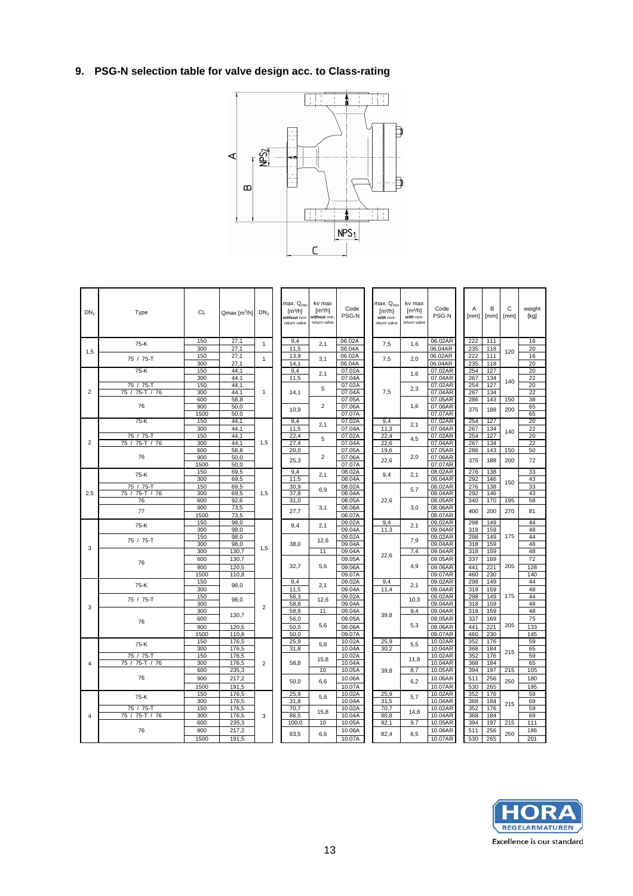## 9. PSG-N selection table for valve design acc. to Class-rating

| $DN_1$ | Type | CL | Qmax [m³/h] | $DN_2$ | max. $Q_{min}$ [m³/h] **without** non-return valve | kv max [m³/h] **without** non-return valve | Code PSG-N | max. $Q_{min}$ [m³/h] **with** non-return valve | kv max [m³/h] **with** non-return valve | Code PSG-N | A [mm] | B [mm] | C [mm] | weight [kg] |
|---|---|---|---|---|---|---|---|---|---|---|---|---|---|---|
| 1,5 | 75-K | 150 | 27,1 | 1 | 9,4 | 2,1 | 06.02A | 7,5 | 1,6 | 06.02AR | 222 | 111 | 120 | 16 |
| | | 300 | 27,1 | | 11,5 | | 06.04A | | | 06.04AR | 235 | 118 | | 20 |
| | 75 / 75-T | 150 | 27,1 | 1 | 13,9 | 3,1 | 06.02A | 7,5 | 2,0 | 06.02AR | 222 | 111 | | 16 |
| | | 300 | 27,1 | | 14,1 | | 06.04A | | | 06.04AR | 235 | 118 | | 20 |
| 2 | 75-K | 150 | 44,1 | 1 | 9,4 | 2,1 | 07.02A | 7,5 | 1,6 | 07.02AR | 254 | 127 | 140 | 20 |
| | | 300 | 44,1 | | 11,5 | | 07.04A | | | 07.04AR | 267 | 134 | | 22 |
| | 75 / 75-T | 150 | 44,1 | | 14,1 | 5 | 07.02A | | 2,3 | 07.02AR | 254 | 127 | | 20 |
| | 75 / 75-T / 76 | 300 | 44,1 | | | | 07.04A | | | 07.04AR | 267 | 134 | | 22 |
| | 76 | 600 | 58,8 | | | 2 | 07.05A | | 1,6 | 07.05AR | 286 | 143 | 150 | 38 |
| | | 900 | 50,0 | | 10,9 | | 07.06A | | | 07.06AR | 375 | 188 | 200 | 65 |
| | | 1500 | 50,0 | | | | 07.07A | | | 07.07AR | | | | 65 |
| 2 | 75-K | 150 | 44,1 | 1,5 | 9,4 | 2,1 | 07.02A | 9,4 | 2,1 | 07.02AR | 254 | 127 | 140 | 20 |
| | | 300 | 44,1 | | 11,5 | | 07.04A | 11,3 | | 07.04AR | 267 | 134 | | 22 |
| | 75 / 75-T | 150 | 44,1 | | 22,4 | 5 | 07.02A | 22,4 | 4,5 | 07.02AR | 254 | 127 | | 20 |
| | 75 / 75-T / 76 | 300 | 44,1 | | 27,4 | | 07.04A | 22,6 | | 07.04AR | 267 | 134 | | 22 |
| | 76 | 600 | 58,8 | | 20,0 | 2 | 07.05A | 19,6 | 2,0 | 07.05AR | 286 | 143 | 150 | 50 |
| | | 900 | 50,0 | | 25,3 | | 07.06A | 22,6 | | 07.06AR | 375 | 188 | 200 | 72 |
| | | 1500 | 50,0 | | | | 07.07A | | | 07.07AR | | | | |
| 2,5 | 75-K | 150 | 69,5 | 1,5 | 9,4 | 2,1 | 08.02A | 9,4 | 2,1 | 08.02AR | 276 | 138 | 150 | 33 |
| | | 300 | 69,5 | | 11,5 | | 08.04A | | | 08.04AR | 292 | 146 | | 43 |
| | 75 / 75-T | 150 | 69,5 | | 30,9 | 6,9 | 08.02A | 22,6 | 5,7 | 08.02AR | 276 | 138 | | 33 |
| | 75 / 75-T / 76 | 300 | 69,5 | | 37,8 | | 08.04A | | | 08.04AR | 292 | 146 | | 43 |
| | 76 | 600 | 92,6 | | 31,0 | 3,1 | 08.05A | | 3,0 | 08.05AR | 340 | 170 | 195 | 58 |
| | 77 | 900 | 73,5 | | 27,7 | | 08.06A | | | 08.06AR | 400 | 200 | 270 | 81 |
| | | 1500 | 73,5 | | | | 08.07A | | | 08.07AR | | | | |
| 3 | 75-K | 150 | 98,0 | 1,5 | 9,4 | 2,1 | 09.02A | 9,4 | 2,1 | 09.02AR | 298 | 149 | 175 | 44 |
| | | 300 | 98,0 | | | | 09.04A | 11,3 | | 09.04AR | 318 | 159 | | 48 |
| | 75 / 75-T | 150 | 98,0 | | 38,0 | 12,6 | 09.02A | 22,6 | 7,9 | 09.02AR | 298 | 149 | | 44 |
| | | 300 | 98,0 | | | | 09.04A | | | 09.04AR | 318 | 159 | | 48 |
| | 76 | 300 | 130,7 | | | 11 | 09.04A | | 7,4 | 09.04AR | 318 | 159 | | 48 |
| | | 600 | 130,7 | | 32,7 | 5,6 | 09.05A | | 4,9 | 09.05AR | 337 | 169 | 205 | 72 |
| | | 900 | 120,5 | | | | 09.06A | | | 09.06AR | 441 | 221 | | 128 |
| | | 1500 | 110,8 | | | | 09.07A | | | 09.07AR | 460 | 230 | | 140 |
| 3 | 75-K | 150 | 98,0 | 2 | 9,4 | 2,1 | 09.02A | 9,4 | 2,1 | 09.02AR | 298 | 149 | 175 | 44 |
| | | 300 | | | 11,5 | | 09.04A | 11,4 | | 09.04AR | 318 | 159 | | 48 |
| | 75 / 75-T | 150 | 98,0 | | 56,3 | 12,6 | 09.02A | 39,8 | 10,3 | 09.02AR | 298 | 149 | | 44 |
| | | 300 | | | 58,8 | | 09.04A | | | 09.04AR | 318 | 159 | | 48 |
| | 76 | 300 | 130,7 | | 58,8 | 11 | 09.04A | | 9,4 | 09.04AR | 318 | 159 | | 48 |
| | | 600 | | | 56,0 | 5,6 | 09.05A | | 5,3 | 09.05AR | 337 | 169 | 205 | 75 |
| | | 900 | 120,5 | | 50,0 | | 09.06A | | | 09.06AR | 441 | 221 | | 133 |
| | | 1500 | 110,8 | | 50,0 | | 09.07A | | | 09.07AR | 460 | 230 | | 145 |
| 4 | 75-K | 150 | 176,5 | 2 | 25,9 | 5,8 | 10.02A | 25,9 | 5,5 | 10.02AR | 352 | 176 | 215 | 59 |
| | | 300 | 176,5 | | 31,8 | | 10.04A | 30,2 | | 10.04AR | 368 | 184 | | 65 |
| | 75 / 75-T | 150 | 176,5 | | 58,8 | 15,8 | 10.02A | 39,8 | 11,8 | 10.02AR | 352 | 176 | | 59 |
| | 75 / 75-T / 76 | 300 | 176,5 | | | | 10.04A | | | 10.04AR | 368 | 184 | | 65 |
| | 76 | 600 | 235,3 | | | 10 | 10.05A | | 8,7 | 10.05AR | 394 | 197 | 215 | 105 |
| | | 900 | 217,2 | | 50,0 | 6,6 | 10.06A | | 6,2 | 10.06AR | 511 | 256 | 250 | 180 |
| | | 1500 | 191,5 | | | | 10.07A | | | 10.07AR | 530 | 265 | | 195 |
| 4 | 75-K | 150 | 176,5 | 3 | 25,9 | 5,8 | 10.02A | 25,9 | 5,7 | 10.02AR | 352 | 176 | 215 | 59 |
| | | 300 | 176,5 | | 31,8 | | 10.04A | 31,5 | | 10.04AR | 368 | 184 | | 69 |
| | 75 / 75-T | 150 | 176,5 | | 70,7 | 15,8 | 10.02A | 70,7 | 14,8 | 10.02AR | 352 | 176 | | 59 |
| | 75 / 75-T / 76 | 300 | 176,5 | | 86,5 | | 10.04A | 80,8 | | 10.04AR | 368 | 184 | | 69 |
| | 76 | 600 | 235,3 | | 100,0 | 10 | 10.05A | 92,1 | 9,7 | 10.05AR | 394 | 197 | 215 | 111 |
| | | 900 | 217,2 | | 83,5 | 6,6 | 10.06A | 82,4 | 6,5 | 10.06AR | 511 | 256 | 250 | 186 |
| | | 1500 | 191,5 | | | | 10.07A | | | 10.07AR | 530 | 265 | | 201 |

HORA REGELARMATUREN – Excellence is our standard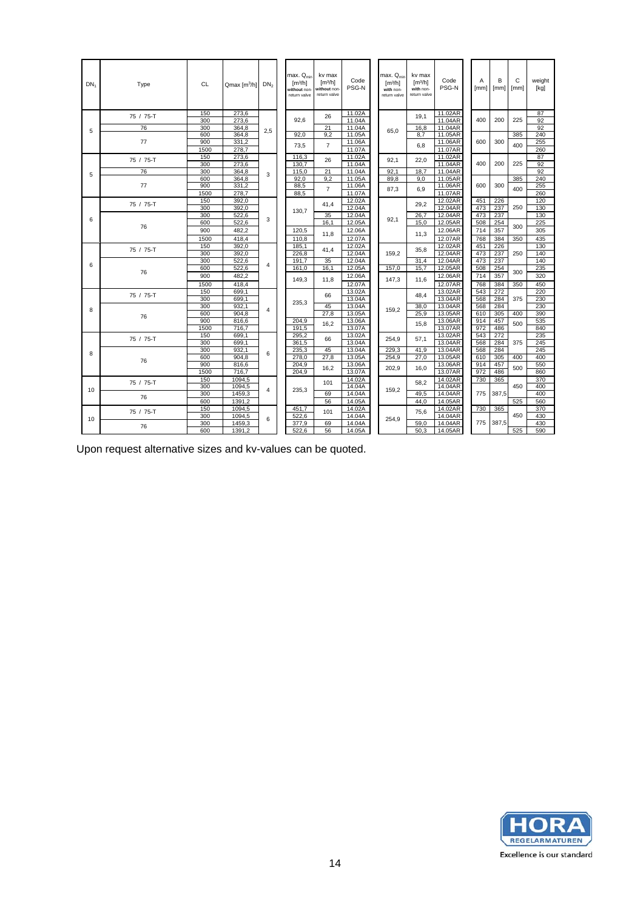| $DN_1$ | Type | CL | Qmax [m³/h] | $DN_2$ | max. $Q_{min}$ [m³/h] without non-return valve | kv max [m³/h] without non-return valve | Code PSG-N | max. $Q_{min}$ [m³/h] with non-return valve | kv max [m³/h] with non-return valve | Code PSG-N | A [mm] | B [mm] | C [mm] | weight [kg] |
|---|---|---|---|---|---|---|---|---|---|---|---|---|---|---|
| 5 | 75 / 75-T | 150 | 273,6 | 2,5 | 92,6 | 26 | 11.02A | 65,0 | 19,1 | 11.02AR | 400 | 200 | 225 | 87 |
| | | 300 | 273,6 | | | | 11.04A | | | 11.04AR | | | | 92 |
| | 76 | 300 | 364,8 | | | 21 | 11.04A | | 16,8 | 11.04AR | | | | 92 |
| | 77 | 600 | 364,8 | | 92,0 | 9,2 | 11.05A | | 8,7 | 11.05AR | 600 | 300 | 385 | 240 |
| | | 900 | 331,2 | | 73,5 | 7 | 11.06A | | 6,8 | 11.06AR | | | 400 | 255 |
| | | 1500 | 278,7 | | | | 11.07A | | | 11.07AR | | | | 260 |
| 5 | 75 / 75-T | 150 | 273,6 | 3 | 116,3 | 26 | 11.02A | 92,1 | 22,0 | 11.02AR | 400 | 200 | 225 | 87 |
| | | 300 | 273,6 | | 130,7 | | 11.04A | | | 11.04AR | | | | 92 |
| | 76 | 300 | 364,8 | | 115,0 | 21 | 11.04A | 92,1 | 18,7 | 11.04AR | | | | 92 |
| | 77 | 600 | 364,8 | | 92,0 | 9,2 | 11.05A | 89,8 | 9,0 | 11.05AR | 600 | 300 | 385 | 240 |
| | | 900 | 331,2 | | 88,5 | 7 | 11.06A | 87,3 | 6,9 | 11.06AR | | | 400 | 255 |
| | | 1500 | 278,7 | | 88,5 | | 11.07A | | | 11.07AR | | | | 260 |
| 6 | 75 / 75-T | 150 | 392,0 | 3 | 130,7 | 41,4 | 12.02A | 92,1 | 29,2 | 12.02AR | 451 | 226 | 250 | 120 |
| | | 300 | 392,0 | | | | 12.04A | | | 12.04AR | 473 | 237 | | 130 |
| | 76 | 300 | 522,6 | | | 35 | 12.04A | | 26,7 | 12.04AR | 473 | 237 | | 130 |
| | | 600 | 522,6 | | | 16,1 | 12.05A | | 15,0 | 12.05AR | 508 | 254 | 300 | 225 |
| | | 900 | 482,2 | | 120,5 | 11,8 | 12.06A | | 11,3 | 12.06AR | 714 | 357 | | 305 |
| | | 1500 | 418,4 | | 110,8 | | 12.07A | | | 12.07AR | 768 | 384 | 350 | 435 |
| 6 | 75 / 75-T | 150 | 392,0 | 4 | 185,1 | 41,4 | 12.02A | 159,2 | 35,8 | 12.02AR | 451 | 226 | 250 | 130 |
| | | 300 | 392,0 | | 226,8 | | 12.04A | | | 12.04AR | 473 | 237 | | 140 |
| | 76 | 300 | 522,6 | | 191,7 | 35 | 12.04A | | 31,4 | 12.04AR | 473 | 237 | | 140 |
| | | 600 | 522,6 | | 161,0 | 16,1 | 12.05A | 157,0 | 15,7 | 12.05AR | 508 | 254 | 300 | 235 |
| | | 900 | 482,2 | | 149,3 | 11,8 | 12.06A | 147,3 | 11,6 | 12.06AR | 714 | 357 | | 320 |
| | | 1500 | 418,4 | | | | 12.07A | | | 12.07AR | 768 | 384 | 350 | 450 |
| 8 | 75 / 75-T | 150 | 699,1 | 4 | 235,3 | 66 | 13.02A | 159,2 | 48,4 | 13.02AR | 543 | 272 | 375 | 220 |
| | | 300 | 699,1 | | | | 13.04A | | | 13.04AR | 568 | 284 | | 230 |
| | 76 | 300 | 932,1 | | | 45 | 13.04A | | 38,0 | 13.04AR | 568 | 284 | | 230 |
| | | 600 | 904,8 | | | 27,8 | 13.05A | | 25,9 | 13.05AR | 610 | 305 | 400 | 390 |
| | | 900 | 816,6 | | 204,9 | 16,2 | 13.06A | | 15,8 | 13.06AR | 914 | 457 | 500 | 535 |
| | | 1500 | 716,7 | | 191,5 | | 13.07A | | | 13.07AR | 972 | 486 | | 840 |
| 8 | 75 / 75-T | 150 | 699,1 | 6 | 295,2 | 66 | 13.02A | 254,9 | 57,1 | 13.02AR | 543 | 272 | 375 | 235 |
| | | 300 | 699,1 | | 361,5 | | 13.04A | | | 13.04AR | 568 | 284 | | 245 |
| | 76 | 300 | 932,1 | | 235,3 | 45 | 13.04A | 229,3 | 41,9 | 13.04AR | 568 | 284 | | 245 |
| | | 600 | 904,8 | | 278,0 | 27,8 | 13.05A | 254,9 | 27,0 | 13.05AR | 610 | 305 | 400 | 400 |
| | | 900 | 816,6 | | 204,9 | 16,2 | 13.06A | 202,9 | 16,0 | 13.06AR | 914 | 457 | 500 | 550 |
| | | 1500 | 716,7 | | 204,9 | | 13.07A | | | 13.07AR | 972 | 486 | | 860 |
| 10 | 75 / 75-T | 150 | 1094,5 | 4 | 235,3 | 101 | 14.02A | 159,2 | 58,2 | 14.02AR | 730 | 365 | 450 | 370 |
| | | 300 | 1094,5 | | | | 14.04A | | | 14.04AR | 775 | 387,5 | | 400 |
| | 76 | 300 | 1459,3 | | | 69 | 14.04A | | 49,5 | 14.04AR | | | | 400 |
| | | 600 | 1391,2 | | | 56 | 14.05A | | 44,0 | 14.05AR | | | 525 | 560 |
| 10 | 75 / 75-T | 150 | 1094,5 | 6 | 451,7 | 101 | 14.02A | 254,9 | 75,6 | 14.02AR | 730 | 365 | 450 | 370 |
| | | 300 | 1094,5 | | 522,6 | | 14.04A | | | 14.04AR | 775 | 387,5 | | 430 |
| | 76 | 300 | 1459,3 | | 377,9 | 69 | 14.04A | | 59,0 | 14.04AR | | | | 430 |
| | | 600 | 1391,2 | | 522,6 | 56 | 14.05A | | 50,3 | 14.05AR | | | 525 | 590 |

Upon request alternative sizes and kv-values can be quoted.

HORA REGELARMATUREN

Excellence is our standard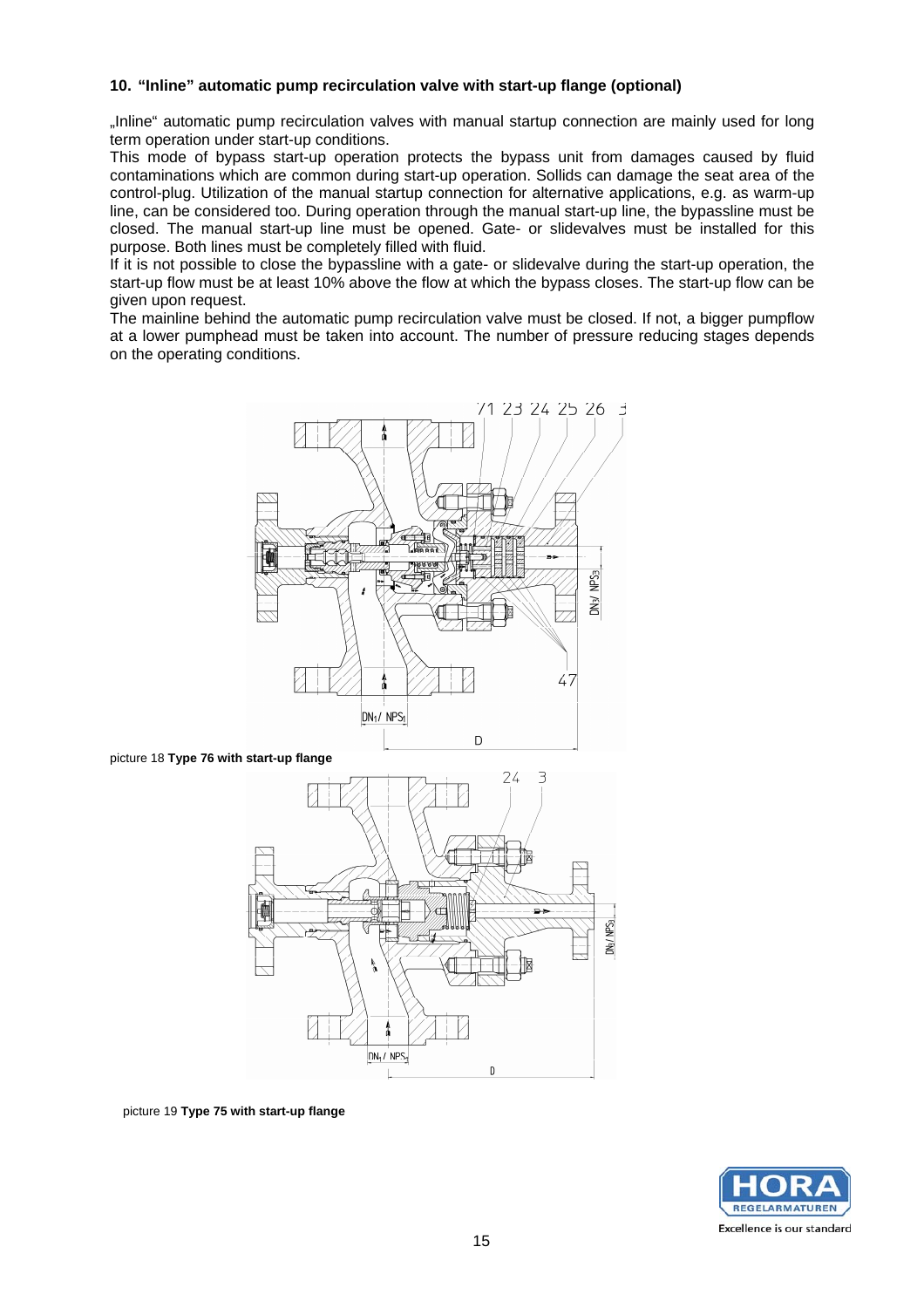## 10. "Inline" automatic pump recirculation valve with start-up flange (optional)

„Inline" automatic pump recirculation valves with manual startup connection are mainly used for long term operation under start-up conditions.

This mode of bypass start-up operation protects the bypass unit from damages caused by fluid contaminations which are common during start-up operation. Sollids can damage the seat area of the control-plug. Utilization of the manual startup connection for alternative applications, e.g. as warm-up line, can be considered too. During operation through the manual start-up line, the bypassline must be closed. The manual start-up line must be opened. Gate- or slidevalves must be installed for this purpose. Both lines must be completely filled with fluid.

If it is not possible to close the bypassline with a gate- or slidevalve during the start-up operation, the start-up flow must be at least 10% above the flow at which the bypass closes. The start-up flow can be given upon request.

The mainline behind the automatic pump recirculation valve must be closed. If not, a bigger pumpflow at a lower pumphead must be taken into account. The number of pressure reducing stages depends on the operating conditions.

picture 18 **Type 76 with start-up flange**

picture 19 **Type 75 with start-up flange**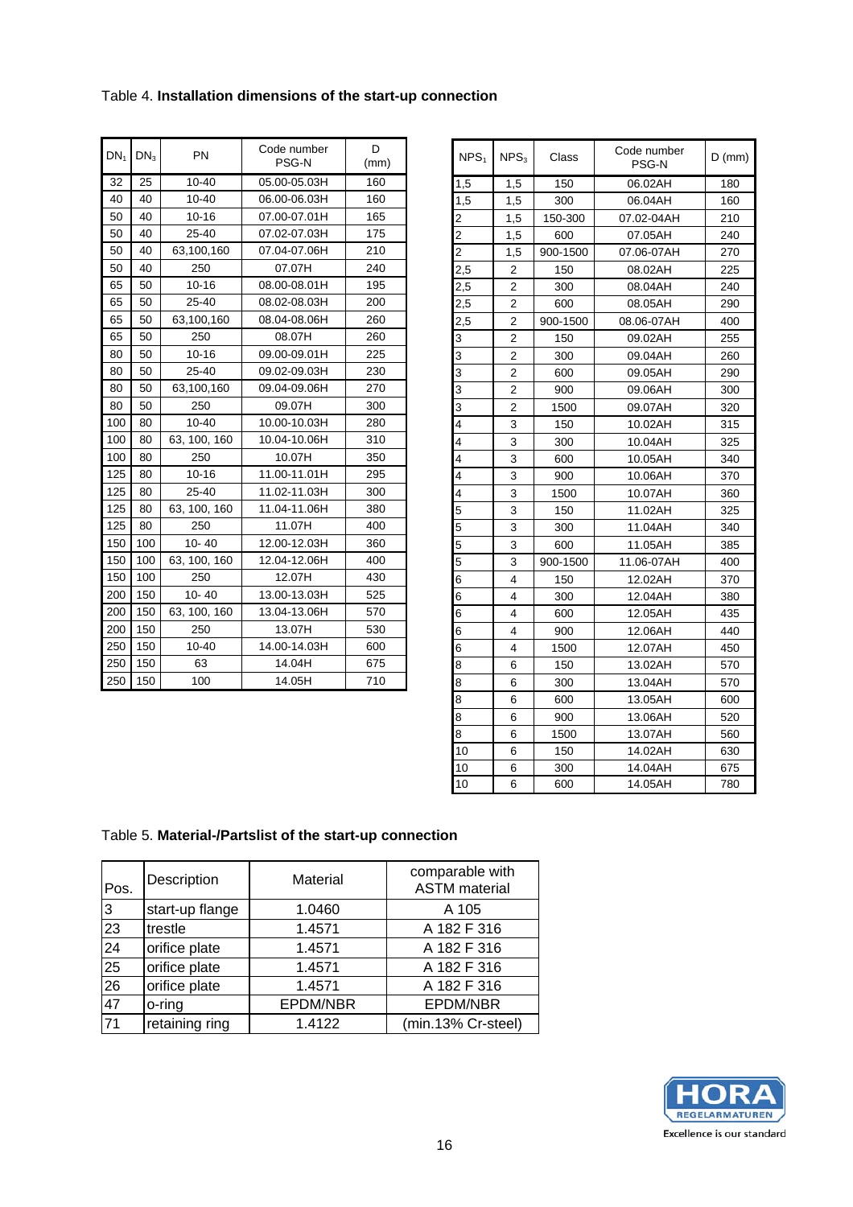Table 4. **Installation dimensions of the start-up connection**

| $DN_1$ | $DN_3$ | PN | Code number PSG-N | D (mm) |
|---|---|---|---|---|
| 32 | 25 | 10-40 | 05.00-05.03H | 160 |
| 40 | 40 | 10-40 | 06.00-06.03H | 160 |
| 50 | 40 | 10-16 | 07.00-07.01H | 165 |
| 50 | 40 | 25-40 | 07.02-07.03H | 175 |
| 50 | 40 | 63,100,160 | 07.04-07.06H | 210 |
| 50 | 40 | 250 | 07.07H | 240 |
| 65 | 50 | 10-16 | 08.00-08.01H | 195 |
| 65 | 50 | 25-40 | 08.02-08.03H | 200 |
| 65 | 50 | 63,100,160 | 08.04-08.06H | 260 |
| 65 | 50 | 250 | 08.07H | 260 |
| 80 | 50 | 10-16 | 09.00-09.01H | 225 |
| 80 | 50 | 25-40 | 09.02-09.03H | 230 |
| 80 | 50 | 63,100,160 | 09.04-09.06H | 270 |
| 80 | 50 | 250 | 09.07H | 300 |
| 100 | 80 | 10-40 | 10.00-10.03H | 280 |
| 100 | 80 | 63, 100, 160 | 10.04-10.06H | 310 |
| 100 | 80 | 250 | 10.07H | 350 |
| 125 | 80 | 10-16 | 11.00-11.01H | 295 |
| 125 | 80 | 25-40 | 11.02-11.03H | 300 |
| 125 | 80 | 63, 100, 160 | 11.04-11.06H | 380 |
| 125 | 80 | 250 | 11.07H | 400 |
| 150 | 100 | 10- 40 | 12.00-12.03H | 360 |
| 150 | 100 | 63, 100, 160 | 12.04-12.06H | 400 |
| 150 | 100 | 250 | 12.07H | 430 |
| 200 | 150 | 10- 40 | 13.00-13.03H | 525 |
| 200 | 150 | 63, 100, 160 | 13.04-13.06H | 570 |
| 200 | 150 | 250 | 13.07H | 530 |
| 250 | 150 | 10-40 | 14.00-14.03H | 600 |
| 250 | 150 | 63 | 14.04H | 675 |
| 250 | 150 | 100 | 14.05H | 710 |

| $NPS_1$ | $NPS_3$ | Class | Code number PSG-N | D (mm) |
|---|---|---|---|---|
| 1,5 | 1,5 | 150 | 06.02AH | 180 |
| 1,5 | 1,5 | 300 | 06.04AH | 160 |
| 2 | 1,5 | 150-300 | 07.02-04AH | 210 |
| 2 | 1,5 | 600 | 07.05AH | 240 |
| 2 | 1,5 | 900-1500 | 07.06-07AH | 270 |
| 2,5 | 2 | 150 | 08.02AH | 225 |
| 2,5 | 2 | 300 | 08.04AH | 240 |
| 2,5 | 2 | 600 | 08.05AH | 290 |
| 2,5 | 2 | 900-1500 | 08.06-07AH | 400 |
| 3 | 2 | 150 | 09.02AH | 255 |
| 3 | 2 | 300 | 09.04AH | 260 |
| 3 | 2 | 600 | 09.05AH | 290 |
| 3 | 2 | 900 | 09.06AH | 300 |
| 3 | 2 | 1500 | 09.07AH | 320 |
| 4 | 3 | 150 | 10.02AH | 315 |
| 4 | 3 | 300 | 10.04AH | 325 |
| 4 | 3 | 600 | 10.05AH | 340 |
| 4 | 3 | 900 | 10.06AH | 370 |
| 4 | 3 | 1500 | 10.07AH | 360 |
| 5 | 3 | 150 | 11.02AH | 325 |
| 5 | 3 | 300 | 11.04AH | 340 |
| 5 | 3 | 600 | 11.05AH | 385 |
| 5 | 3 | 900-1500 | 11.06-07AH | 400 |
| 6 | 4 | 150 | 12.02AH | 370 |
| 6 | 4 | 300 | 12.04AH | 380 |
| 6 | 4 | 600 | 12.05AH | 435 |
| 6 | 4 | 900 | 12.06AH | 440 |
| 6 | 4 | 1500 | 12.07AH | 450 |
| 8 | 6 | 150 | 13.02AH | 570 |
| 8 | 6 | 300 | 13.04AH | 570 |
| 8 | 6 | 600 | 13.05AH | 600 |
| 8 | 6 | 900 | 13.06AH | 520 |
| 8 | 6 | 1500 | 13.07AH | 560 |
| 10 | 6 | 150 | 14.02AH | 630 |
| 10 | 6 | 300 | 14.04AH | 675 |
| 10 | 6 | 600 | 14.05AH | 780 |

Table 5. **Material-/Partslist of the start-up connection**

| Pos. | Description | Material | comparable with ASTM material |
|---|---|---|---|
| 3 | start-up flange | 1.0460 | A 105 |
| 23 | trestle | 1.4571 | A 182 F 316 |
| 24 | orifice plate | 1.4571 | A 182 F 316 |
| 25 | orifice plate | 1.4571 | A 182 F 316 |
| 26 | orifice plate | 1.4571 | A 182 F 316 |
| 47 | o-ring | EPDM/NBR | EPDM/NBR |
| 71 | retaining ring | 1.4122 | (min.13% Cr-steel) |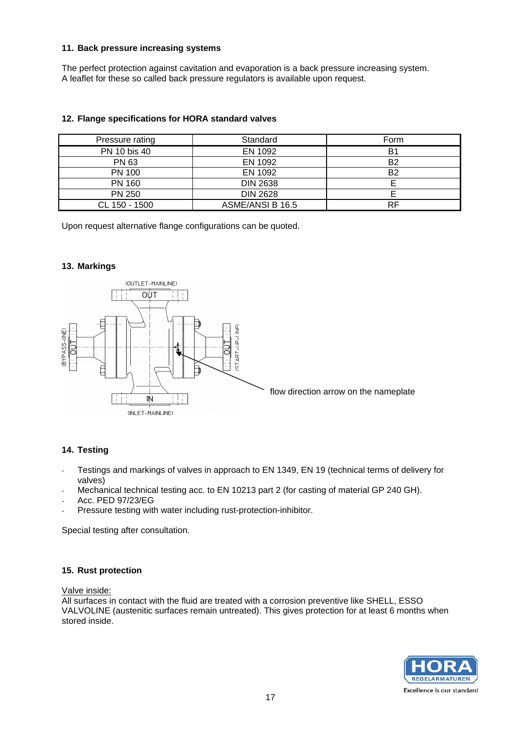## 11. Back pressure increasing systems

The perfect protection against cavitation and evaporation is a back pressure increasing system. A leaflet for these so called back pressure regulators is available upon request.

## 12. Flange specifications for HORA standard valves

| Pressure rating | Standard | Form |
|---|---|---|
| PN 10 bis 40 | EN 1092 | B1 |
| PN 63 | EN 1092 | B2 |
| PN 100 | EN 1092 | B2 |
| PN 160 | DIN 2638 | E |
| PN 250 | DIN 2628 | E |
| CL 150 - 1500 | ASME/ANSI B 16.5 | RF |

Upon request alternative flange configurations can be quoted.

## 13. Markings

(OUTLET-MAINLINE) OUT

(BYPASS-LINE) OUT

(START-UP-LINE) OUT

IN (INLET-MAINLINE)

flow direction arrow on the nameplate

## 14. Testing

- Testings and markings of valves in approach to EN 1349, EN 19 (technical terms of delivery for valves)
- Mechanical technical testing acc. to EN 10213 part 2 (for casting of material GP 240 GH).
- Acc. PED 97/23/EG
- Pressure testing with water including rust-protection-inhibitor.

Special testing after consultation.

## 15. Rust protection

Valve inside:

All surfaces in contact with the fluid are treated with a corrosion preventive like SHELL, ESSO VALVOLINE (austenitic surfaces remain untreated). This gives protection for at least 6 months when stored inside.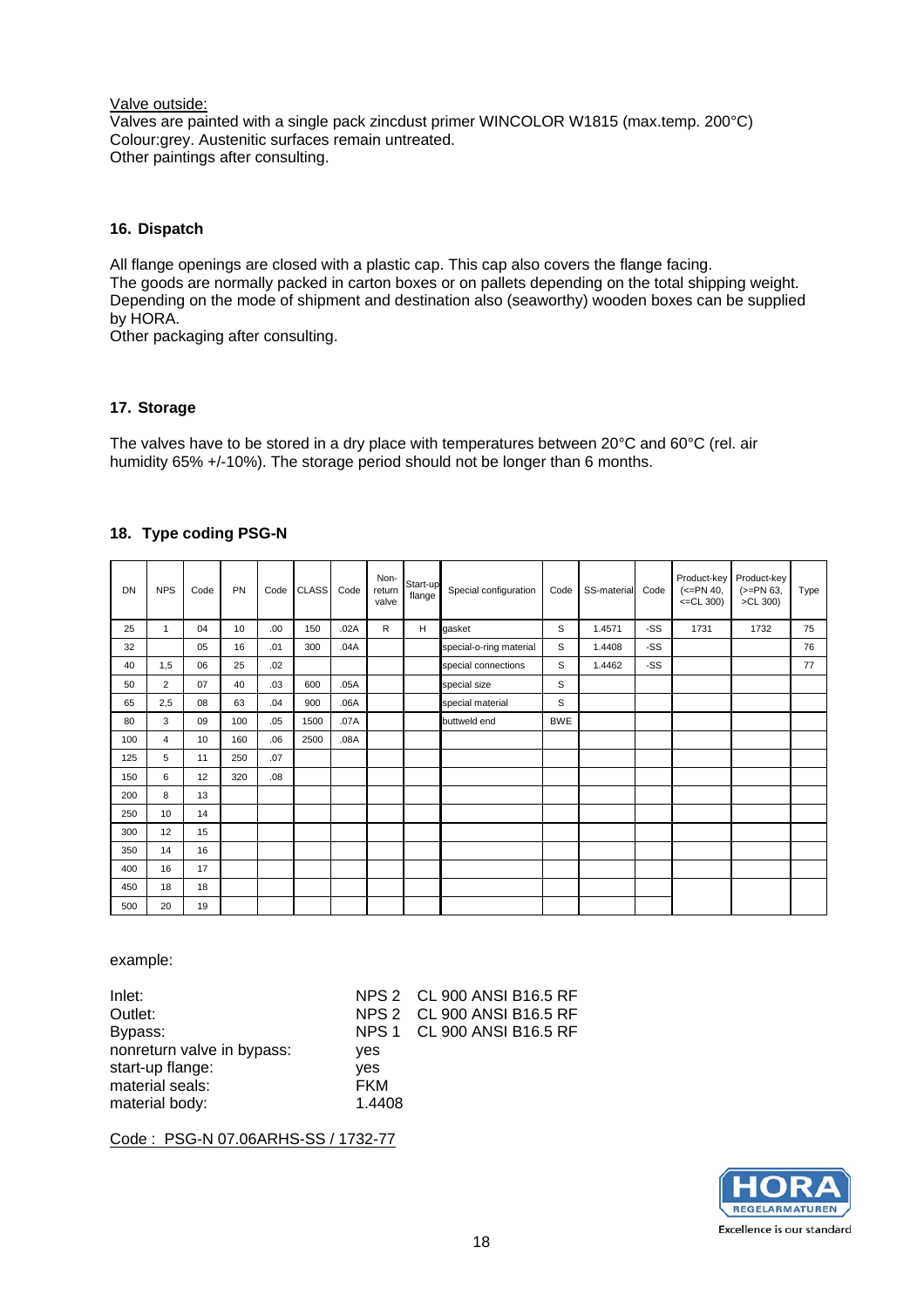Valve outside:

Valves are painted with a single pack zincdust primer WINCOLOR W1815 (max.temp. 200°C) Colour:grey. Austenitic surfaces remain untreated.
Other paintings after consulting.

## 16. Dispatch

All flange openings are closed with a plastic cap. This cap also covers the flange facing.
The goods are normally packed in carton boxes or on pallets depending on the total shipping weight. Depending on the mode of shipment and destination also (seaworthy) wooden boxes can be supplied by HORA.
Other packaging after consulting.

## 17. Storage

The valves have to be stored in a dry place with temperatures between 20°C and 60°C (rel. air humidity 65% +/-10%). The storage period should not be longer than 6 months.

## 18. Type coding PSG-N

| DN | NPS | Code | PN | Code | CLASS | Code | Non-return valve | Start-up flange | Special configuration | Code | SS-material | Code | Product-key (<=PN 40, <=CL 300) | Product-key (>=PN 63, >CL 300) | Type |
|---|---|---|---|---|---|---|---|---|---|---|---|---|---|---|---|
| 25 | 1 | 04 | 10 | .00 | 150 | .02A | R | H | gasket | S | 1.4571 | -SS | 1731 | 1732 | 75 |
| 32 | | 05 | 16 | .01 | 300 | .04A | | | special-o-ring material | S | 1.4408 | -SS | | | 76 |
| 40 | 1,5 | 06 | 25 | .02 | | | | | special connections | S | 1.4462 | -SS | | | 77 |
| 50 | 2 | 07 | 40 | .03 | 600 | .05A | | | special size | S | | | | | |
| 65 | 2,5 | 08 | 63 | .04 | 900 | .06A | | | special material | S | | | | | |
| 80 | 3 | 09 | 100 | .05 | 1500 | .07A | | | buttweld end | BWE | | | | | |
| 100 | 4 | 10 | 160 | .06 | 2500 | .08A | | | | | | | | | |
| 125 | 5 | 11 | 250 | .07 | | | | | | | | | | | |
| 150 | 6 | 12 | 320 | .08 | | | | | | | | | | | |
| 200 | 8 | 13 | | | | | | | | | | | | | |
| 250 | 10 | 14 | | | | | | | | | | | | | |
| 300 | 12 | 15 | | | | | | | | | | | | | |
| 350 | 14 | 16 | | | | | | | | | | | | | |
| 400 | 16 | 17 | | | | | | | | | | | | | |
| 450 | 18 | 18 | | | | | | | | | | | | | |
| 500 | 20 | 19 | | | | | | | | | | | | | |

example:

| | |
|---|---|
| Inlet: | NPS 2 CL 900 ANSI B16.5 RF |
| Outlet: | NPS 2 CL 900 ANSI B16.5 RF |
| Bypass: | NPS 1 CL 900 ANSI B16.5 RF |
| nonreturn valve in bypass: | yes |
| start-up flange: | yes |
| material seals: | FKM |
| material body: | 1.4408 |

Code : PSG-N 07.06ARHS-SS / 1732-77

HORA REGELARMATUREN
Excellence is our standard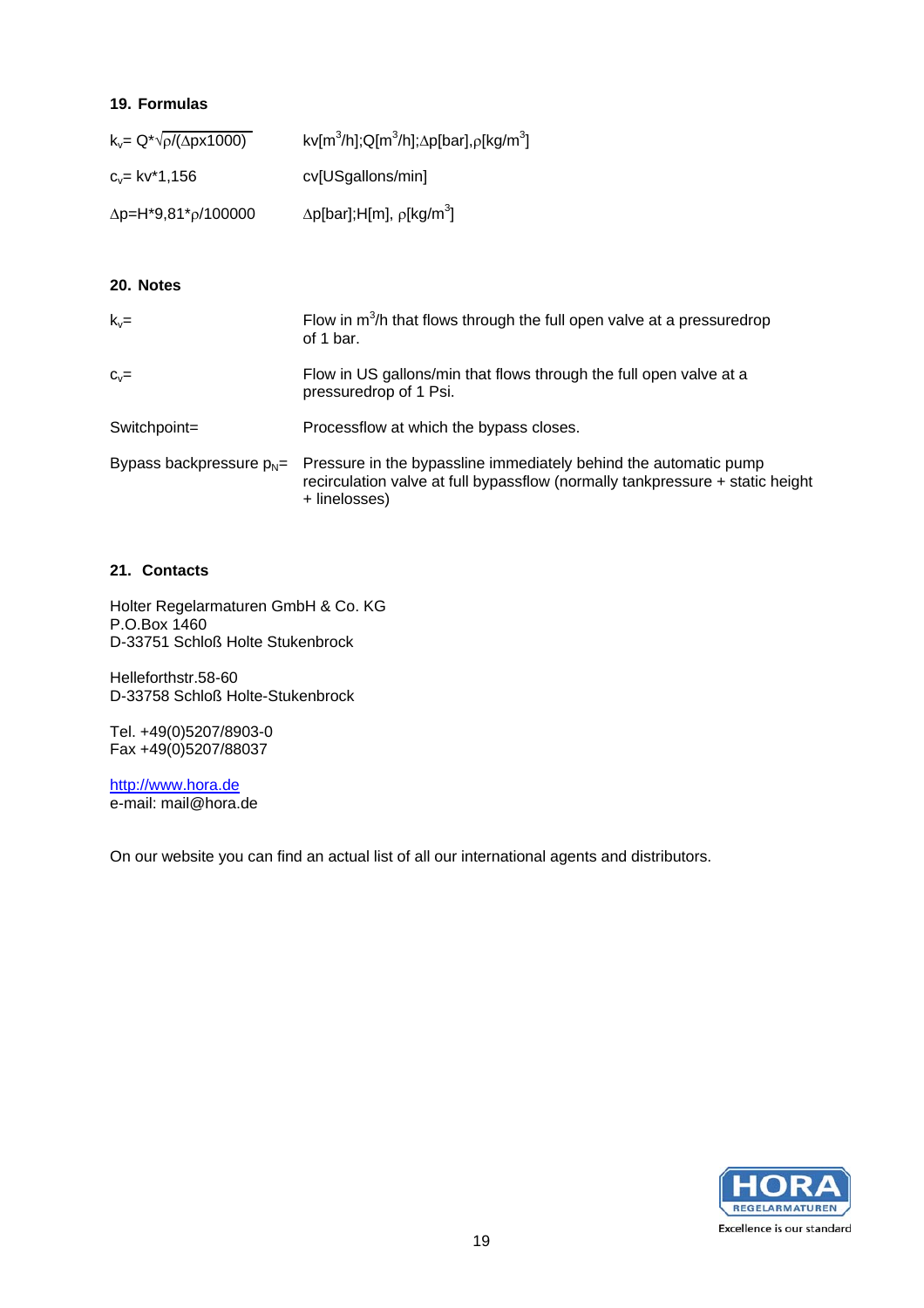## 19. Formulas

| | |
|---|---|
| $k_v = Q*\sqrt{\rho/(\Delta p x1000)}$ | kv[$m^3$/h];Q[$m^3$/h];$\Delta$p[bar],$\rho$[kg/$m^3$] |
| $c_v$= kv*1,156 | cv[USgallons/min] |
| $\Delta p = H*9,81*\rho/100000$ | $\Delta$p[bar];H[m], $\rho$[kg/$m^3$] |

## 20. Notes

| | |
|---|---|
| $k_v$= | Flow in $m^3$/h that flows through the full open valve at a pressuredrop of 1 bar. |
| $c_v$= | Flow in US gallons/min that flows through the full open valve at a pressuredrop of 1 Psi. |
| Switchpoint= | Processflow at which the bypass closes. |
| Bypass backpressure $p_N$= | Pressure in the bypassline immediately behind the automatic pump recirculation valve at full bypassflow (normally tankpressure + static height + linelosses) |

## 21. Contacts

Holter Regelarmaturen GmbH & Co. KG
P.O.Box 1460
D-33751 Schloß Holte Stukenbrock

Helleforthstr.58-60
D-33758 Schloß Holte-Stukenbrock

Tel. +49(0)5207/8903-0
Fax +49(0)5207/88037

http://www.hora.de
e-mail: mail@hora.de

On our website you can find an actual list of all our international agents and distributors.

HORA REGELARMATUREN
Excellence is our standard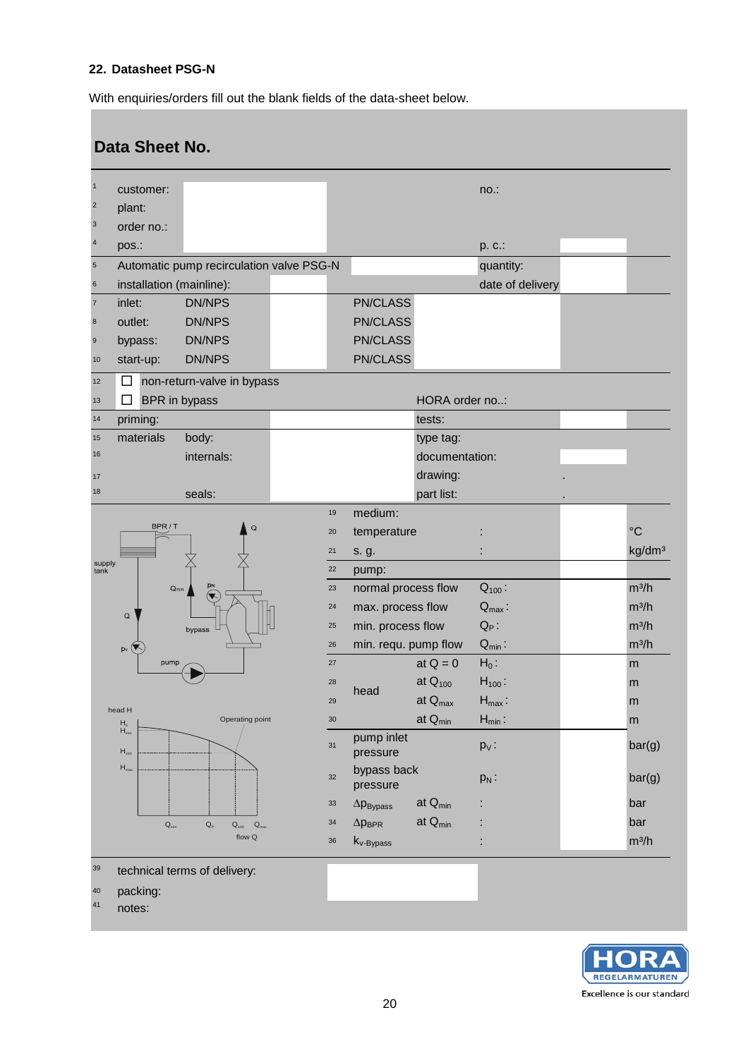## 22. Datasheet PSG-N

With enquiries/orders fill out the blank fields of the data-sheet below.

### Data Sheet No.

| | | | | | | |
|---|---|---|---|---|---|---|
| 1 | customer: | | | no.: | | |
| 2 | plant: | | | | | |
| 3 | order no.: | | | | | |
| 4 | pos.: | | | p. c.: | | |
| 5 | Automatic pump recirculation valve PSG-N | | | quantity: | | |
| 6 | installation (mainline): | | | date of delivery | | |
| 7 | inlet: | DN/NPS | PN/CLASS | | | |
| 8 | outlet: | DN/NPS | PN/CLASS | | | |
| 9 | bypass: | DN/NPS | PN/CLASS | | | |
| 10 | start-up: | DN/NPS | PN/CLASS | | | |
| 12 | ☐ non-return-valve in bypass | | | | | |
| 13 | ☐ BPR in bypass | | | HORA order no..: | | |
| 14 | priming: | | | tests: | | |
| 15 | materials | body: | | type tag: | | |
| 16 | | internals: | | documentation: | | |
| 17 | | | | drawing: | . | |
| 18 | | seals: | | part list: | . | |

BPR / T
Q
supply tank
$Q_{min}$
$p_N$
Q
bypass
$p_V$
pump
head H
$H_0$
$H_{min}$
$H_{100}$
$H_{max}$
Operating point
$Q_{min}$ $Q_P$ $Q_{100}$ $Q_{max}$
flow Q

| | | | | | |
|---|---|---|---|---|---|
| 19 | medium: | | | | |
| 20 | temperature | | : | | °C |
| 21 | s. g. | | : | | kg/dm³ |
| 22 | pump: | | | | |
| 23 | normal process flow | | $Q_{100}$: | | m³/h |
| 24 | max. process flow | | $Q_{max}$: | | m³/h |
| 25 | min. process flow | | $Q_P$: | | m³/h |
| 26 | min. requ. pump flow | | $Q_{min}$: | | m³/h |
| 27 | head | at Q = 0 | $H_0$: | | m |
| 28 | | at $Q_{100}$ | $H_{100}$: | | m |
| 29 | | at $Q_{max}$ | $H_{max}$: | | m |
| 30 | | at $Q_{min}$ | $H_{min}$: | | m |
| 31 | pump inlet pressure | | $p_V$: | | bar(g) |
| 32 | bypass back pressure | | $p_N$: | | bar(g) |
| 33 | $\Delta p_{Bypass}$ | at $Q_{min}$ | : | | bar |
| 34 | $\Delta p_{BPR}$ | at $Q_{min}$ | : | | bar |
| 36 | $k_{v\text{-}Bypass}$ | | : | | m³/h |

| | | |
|---|---|---|
| 39 | technical terms of delivery: | |
| 40 | packing: | |
| 41 | notes: | |